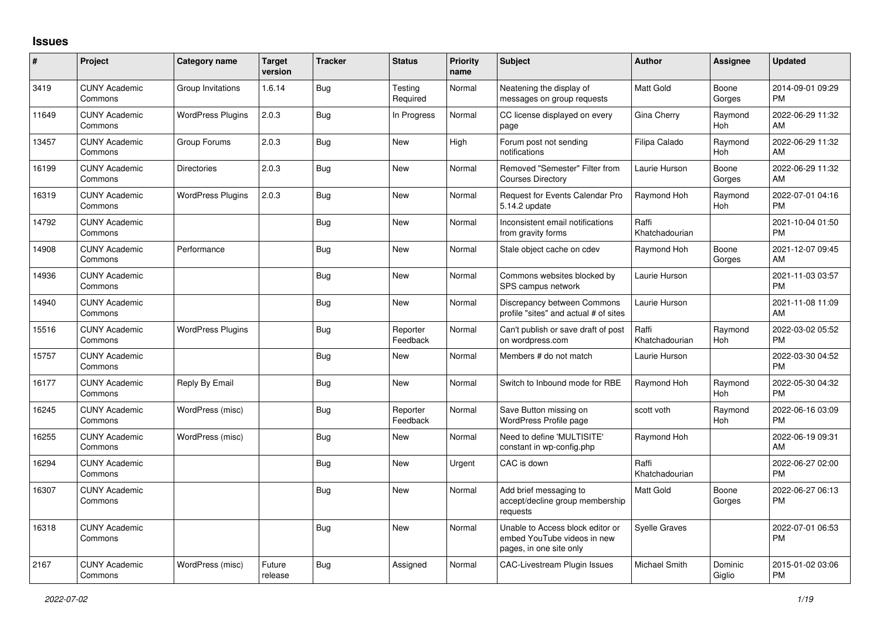# Issues

| # | Project | Category name | Target version | Tracker | Status | Priority name | Subject | Author | Assignee | Updated |
|---|---|---|---|---|---|---|---|---|---|---|
| 3419 | CUNY Academic Commons | Group Invitations | 1.6.14 | Bug | Testing Required | Normal | Neatening the display of messages on group requests | Matt Gold | Boone Gorges | 2014-09-01 09:29 PM |
| 11649 | CUNY Academic Commons | WordPress Plugins | 2.0.3 | Bug | In Progress | Normal | CC license displayed on every page | Gina Cherry | Raymond Hoh | 2022-06-29 11:32 AM |
| 13457 | CUNY Academic Commons | Group Forums | 2.0.3 | Bug | New | High | Forum post not sending notifications | Filipa Calado | Raymond Hoh | 2022-06-29 11:32 AM |
| 16199 | CUNY Academic Commons | Directories | 2.0.3 | Bug | New | Normal | Removed "Semester" Filter from Courses Directory | Laurie Hurson | Boone Gorges | 2022-06-29 11:32 AM |
| 16319 | CUNY Academic Commons | WordPress Plugins | 2.0.3 | Bug | New | Normal | Request for Events Calendar Pro 5.14.2 update | Raymond Hoh | Raymond Hoh | 2022-07-01 04:16 PM |
| 14792 | CUNY Academic Commons | | | Bug | New | Normal | Inconsistent email notifications from gravity forms | Raffi Khatchadourian | | 2021-10-04 01:50 PM |
| 14908 | CUNY Academic Commons | Performance | | Bug | New | Normal | Stale object cache on cdev | Raymond Hoh | Boone Gorges | 2021-12-07 09:45 AM |
| 14936 | CUNY Academic Commons | | | Bug | New | Normal | Commons websites blocked by SPS campus network | Laurie Hurson | | 2021-11-03 03:57 PM |
| 14940 | CUNY Academic Commons | | | Bug | New | Normal | Discrepancy between Commons profile "sites" and actual # of sites | Laurie Hurson | | 2021-11-08 11:09 AM |
| 15516 | CUNY Academic Commons | WordPress Plugins | | Bug | Reporter Feedback | Normal | Can't publish or save draft of post on wordpress.com | Raffi Khatchadourian | Raymond Hoh | 2022-03-02 05:52 PM |
| 15757 | CUNY Academic Commons | | | Bug | New | Normal | Members # do not match | Laurie Hurson | | 2022-03-30 04:52 PM |
| 16177 | CUNY Academic Commons | Reply By Email | | Bug | New | Normal | Switch to Inbound mode for RBE | Raymond Hoh | Raymond Hoh | 2022-05-30 04:32 PM |
| 16245 | CUNY Academic Commons | WordPress (misc) | | Bug | Reporter Feedback | Normal | Save Button missing on WordPress Profile page | scott voth | Raymond Hoh | 2022-06-16 03:09 PM |
| 16255 | CUNY Academic Commons | WordPress (misc) | | Bug | New | Normal | Need to define 'MULTISITE' constant in wp-config.php | Raymond Hoh | | 2022-06-19 09:31 AM |
| 16294 | CUNY Academic Commons | | | Bug | New | Urgent | CAC is down | Raffi Khatchadourian | | 2022-06-27 02:00 PM |
| 16307 | CUNY Academic Commons | | | Bug | New | Normal | Add brief messaging to accept/decline group membership requests | Matt Gold | Boone Gorges | 2022-06-27 06:13 PM |
| 16318 | CUNY Academic Commons | | | Bug | New | Normal | Unable to Access block editor or embed YouTube videos in new pages, in one site only | Syelle Graves | | 2022-07-01 06:53 PM |
| 2167 | CUNY Academic Commons | WordPress (misc) | Future release | Bug | Assigned | Normal | CAC-Livestream Plugin Issues | Michael Smith | Dominic Giglio | 2015-01-02 03:06 PM |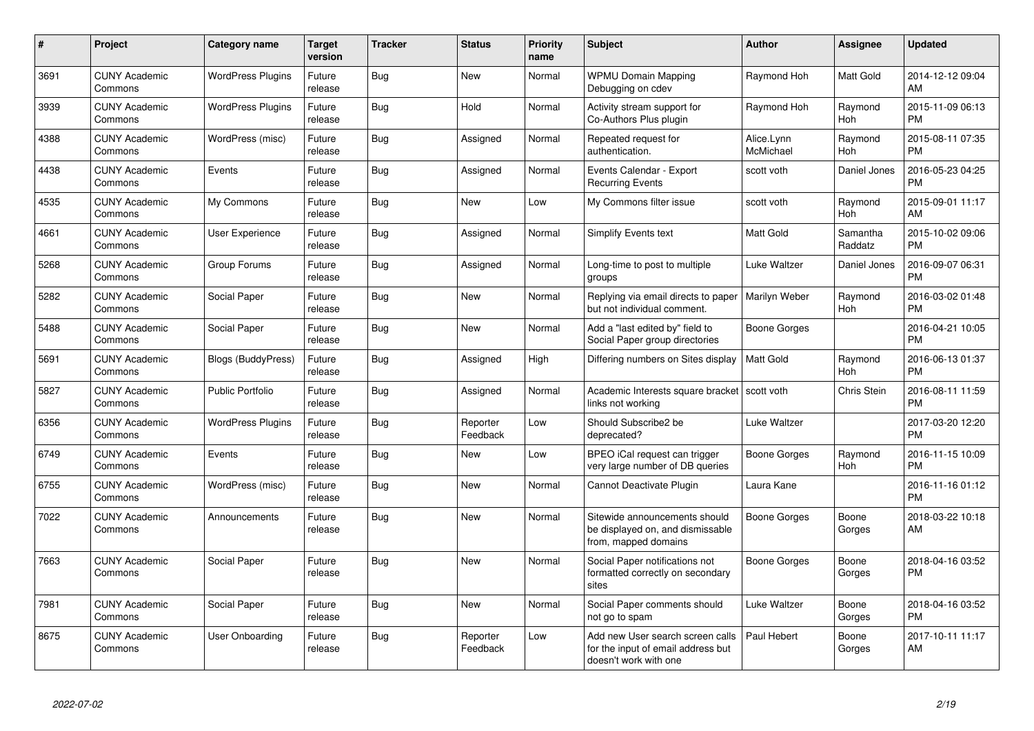| # | Project | Category name | Target version | Tracker | Status | Priority name | Subject | Author | Assignee | Updated |
|---|---|---|---|---|---|---|---|---|---|---|
| 3691 | CUNY Academic Commons | WordPress Plugins | Future release | Bug | New | Normal | WPMU Domain Mapping Debugging on cdev | Raymond Hoh | Matt Gold | 2014-12-12 09:04 AM |
| 3939 | CUNY Academic Commons | WordPress Plugins | Future release | Bug | Hold | Normal | Activity stream support for Co-Authors Plus plugin | Raymond Hoh | Raymond Hoh | 2015-11-09 06:13 PM |
| 4388 | CUNY Academic Commons | WordPress (misc) | Future release | Bug | Assigned | Normal | Repeated request for authentication. | Alice.Lynn McMichael | Raymond Hoh | 2015-08-11 07:35 PM |
| 4438 | CUNY Academic Commons | Events | Future release | Bug | Assigned | Normal | Events Calendar - Export Recurring Events | scott voth | Daniel Jones | 2016-05-23 04:25 PM |
| 4535 | CUNY Academic Commons | My Commons | Future release | Bug | New | Low | My Commons filter issue | scott voth | Raymond Hoh | 2015-09-01 11:17 AM |
| 4661 | CUNY Academic Commons | User Experience | Future release | Bug | Assigned | Normal | Simplify Events text | Matt Gold | Samantha Raddatz | 2015-10-02 09:06 PM |
| 5268 | CUNY Academic Commons | Group Forums | Future release | Bug | Assigned | Normal | Long-time to post to multiple groups | Luke Waltzer | Daniel Jones | 2016-09-07 06:31 PM |
| 5282 | CUNY Academic Commons | Social Paper | Future release | Bug | New | Normal | Replying via email directs to paper but not individual comment. | Marilyn Weber | Raymond Hoh | 2016-03-02 01:48 PM |
| 5488 | CUNY Academic Commons | Social Paper | Future release | Bug | New | Normal | Add a "last edited by" field to Social Paper group directories | Boone Gorges | | 2016-04-21 10:05 PM |
| 5691 | CUNY Academic Commons | Blogs (BuddyPress) | Future release | Bug | Assigned | High | Differing numbers on Sites display | Matt Gold | Raymond Hoh | 2016-06-13 01:37 PM |
| 5827 | CUNY Academic Commons | Public Portfolio | Future release | Bug | Assigned | Normal | Academic Interests square bracket links not working | scott voth | Chris Stein | 2016-08-11 11:59 PM |
| 6356 | CUNY Academic Commons | WordPress Plugins | Future release | Bug | Reporter Feedback | Low | Should Subscribe2 be deprecated? | Luke Waltzer | | 2017-03-20 12:20 PM |
| 6749 | CUNY Academic Commons | Events | Future release | Bug | New | Low | BPEO iCal request can trigger very large number of DB queries | Boone Gorges | Raymond Hoh | 2016-11-15 10:09 PM |
| 6755 | CUNY Academic Commons | WordPress (misc) | Future release | Bug | New | Normal | Cannot Deactivate Plugin | Laura Kane | | 2016-11-16 01:12 PM |
| 7022 | CUNY Academic Commons | Announcements | Future release | Bug | New | Normal | Sitewide announcements should be displayed on, and dismissable from, mapped domains | Boone Gorges | Boone Gorges | 2018-03-22 10:18 AM |
| 7663 | CUNY Academic Commons | Social Paper | Future release | Bug | New | Normal | Social Paper notifications not formatted correctly on secondary sites | Boone Gorges | Boone Gorges | 2018-04-16 03:52 PM |
| 7981 | CUNY Academic Commons | Social Paper | Future release | Bug | New | Normal | Social Paper comments should not go to spam | Luke Waltzer | Boone Gorges | 2018-04-16 03:52 PM |
| 8675 | CUNY Academic Commons | User Onboarding | Future release | Bug | Reporter Feedback | Low | Add new User search screen calls for the input of email address but doesn't work with one | Paul Hebert | Boone Gorges | 2017-10-11 11:17 AM |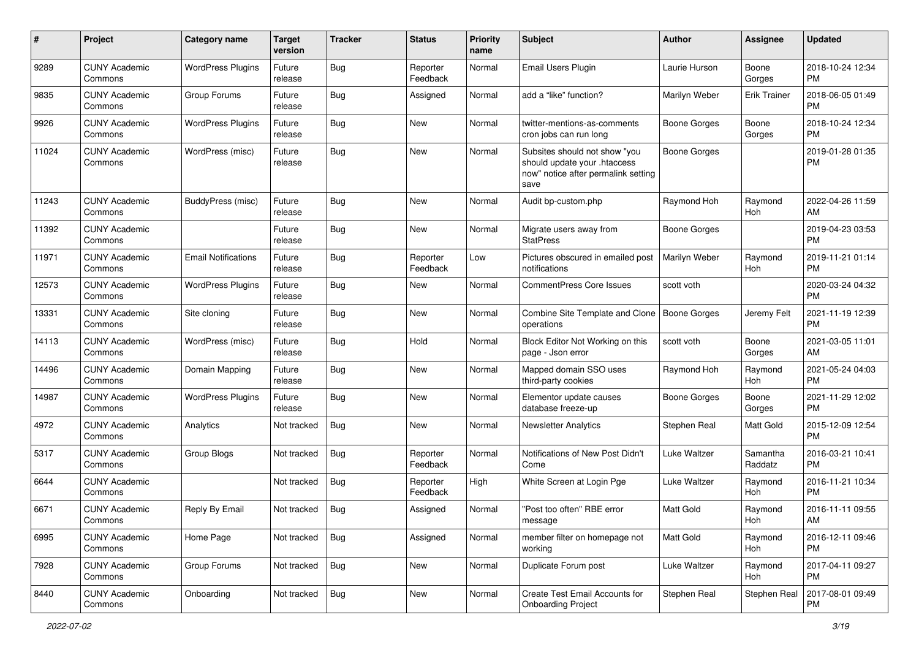| # | Project | Category name | Target version | Tracker | Status | Priority name | Subject | Author | Assignee | Updated |
|---|---|---|---|---|---|---|---|---|---|---|
| 9289 | CUNY Academic Commons | WordPress Plugins | Future release | Bug | Reporter Feedback | Normal | Email Users Plugin | Laurie Hurson | Boone Gorges | 2018-10-24 12:34 PM |
| 9835 | CUNY Academic Commons | Group Forums | Future release | Bug | Assigned | Normal | add a "like" function? | Marilyn Weber | Erik Trainer | 2018-06-05 01:49 PM |
| 9926 | CUNY Academic Commons | WordPress Plugins | Future release | Bug | New | Normal | twitter-mentions-as-comments cron jobs can run long | Boone Gorges | Boone Gorges | 2018-10-24 12:34 PM |
| 11024 | CUNY Academic Commons | WordPress (misc) | Future release | Bug | New | Normal | Subsites should not show "you should update your .htaccess now" notice after permalink setting save | Boone Gorges | | 2019-01-28 01:35 PM |
| 11243 | CUNY Academic Commons | BuddyPress (misc) | Future release | Bug | New | Normal | Audit bp-custom.php | Raymond Hoh | Raymond Hoh | 2022-04-26 11:59 AM |
| 11392 | CUNY Academic Commons | | Future release | Bug | New | Normal | Migrate users away from StatPress | Boone Gorges | | 2019-04-23 03:53 PM |
| 11971 | CUNY Academic Commons | Email Notifications | Future release | Bug | Reporter Feedback | Low | Pictures obscured in emailed post notifications | Marilyn Weber | Raymond Hoh | 2019-11-21 01:14 PM |
| 12573 | CUNY Academic Commons | WordPress Plugins | Future release | Bug | New | Normal | CommentPress Core Issues | scott voth | | 2020-03-24 04:32 PM |
| 13331 | CUNY Academic Commons | Site cloning | Future release | Bug | New | Normal | Combine Site Template and Clone operations | Boone Gorges | Jeremy Felt | 2021-11-19 12:39 PM |
| 14113 | CUNY Academic Commons | WordPress (misc) | Future release | Bug | Hold | Normal | Block Editor Not Working on this page - Json error | scott voth | Boone Gorges | 2021-03-05 11:01 AM |
| 14496 | CUNY Academic Commons | Domain Mapping | Future release | Bug | New | Normal | Mapped domain SSO uses third-party cookies | Raymond Hoh | Raymond Hoh | 2021-05-24 04:03 PM |
| 14987 | CUNY Academic Commons | WordPress Plugins | Future release | Bug | New | Normal | Elementor update causes database freeze-up | Boone Gorges | Boone Gorges | 2021-11-29 12:02 PM |
| 4972 | CUNY Academic Commons | Analytics | Not tracked | Bug | New | Normal | Newsletter Analytics | Stephen Real | Matt Gold | 2015-12-09 12:54 PM |
| 5317 | CUNY Academic Commons | Group Blogs | Not tracked | Bug | Reporter Feedback | Normal | Notifications of New Post Didn't Come | Luke Waltzer | Samantha Raddatz | 2016-03-21 10:41 PM |
| 6644 | CUNY Academic Commons | | Not tracked | Bug | Reporter Feedback | High | White Screen at Login Pge | Luke Waltzer | Raymond Hoh | 2016-11-21 10:34 PM |
| 6671 | CUNY Academic Commons | Reply By Email | Not tracked | Bug | Assigned | Normal | "Post too often" RBE error message | Matt Gold | Raymond Hoh | 2016-11-11 09:55 AM |
| 6995 | CUNY Academic Commons | Home Page | Not tracked | Bug | Assigned | Normal | member filter on homepage not working | Matt Gold | Raymond Hoh | 2016-12-11 09:46 PM |
| 7928 | CUNY Academic Commons | Group Forums | Not tracked | Bug | New | Normal | Duplicate Forum post | Luke Waltzer | Raymond Hoh | 2017-04-11 09:27 PM |
| 8440 | CUNY Academic Commons | Onboarding | Not tracked | Bug | New | Normal | Create Test Email Accounts for Onboarding Project | Stephen Real | Stephen Real | 2017-08-01 09:49 PM |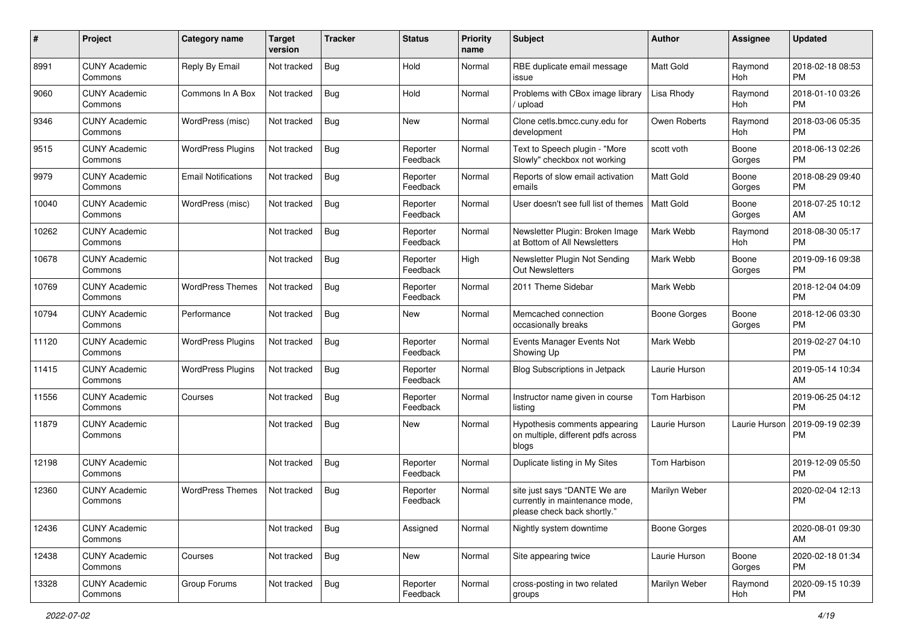| # | Project | Category name | Target version | Tracker | Status | Priority name | Subject | Author | Assignee | Updated |
|---|---|---|---|---|---|---|---|---|---|---|
| 8991 | CUNY Academic Commons | Reply By Email | Not tracked | Bug | Hold | Normal | RBE duplicate email message issue | Matt Gold | Raymond Hoh | 2018-02-18 08:53 PM |
| 9060 | CUNY Academic Commons | Commons In A Box | Not tracked | Bug | Hold | Normal | Problems with CBox image library / upload | Lisa Rhody | Raymond Hoh | 2018-01-10 03:26 PM |
| 9346 | CUNY Academic Commons | WordPress (misc) | Not tracked | Bug | New | Normal | Clone cetls.bmcc.cuny.edu for development | Owen Roberts | Raymond Hoh | 2018-03-06 05:35 PM |
| 9515 | CUNY Academic Commons | WordPress Plugins | Not tracked | Bug | Reporter Feedback | Normal | Text to Speech plugin - "More Slowly" checkbox not working | scott voth | Boone Gorges | 2018-06-13 02:26 PM |
| 9979 | CUNY Academic Commons | Email Notifications | Not tracked | Bug | Reporter Feedback | Normal | Reports of slow email activation emails | Matt Gold | Boone Gorges | 2018-08-29 09:40 PM |
| 10040 | CUNY Academic Commons | WordPress (misc) | Not tracked | Bug | Reporter Feedback | Normal | User doesn't see full list of themes | Matt Gold | Boone Gorges | 2018-07-25 10:12 AM |
| 10262 | CUNY Academic Commons | | Not tracked | Bug | Reporter Feedback | Normal | Newsletter Plugin: Broken Image at Bottom of All Newsletters | Mark Webb | Raymond Hoh | 2018-08-30 05:17 PM |
| 10678 | CUNY Academic Commons | | Not tracked | Bug | Reporter Feedback | High | Newsletter Plugin Not Sending Out Newsletters | Mark Webb | Boone Gorges | 2019-09-16 09:38 PM |
| 10769 | CUNY Academic Commons | WordPress Themes | Not tracked | Bug | Reporter Feedback | Normal | 2011 Theme Sidebar | Mark Webb | | 2018-12-04 04:09 PM |
| 10794 | CUNY Academic Commons | Performance | Not tracked | Bug | New | Normal | Memcached connection occasionally breaks | Boone Gorges | Boone Gorges | 2018-12-06 03:30 PM |
| 11120 | CUNY Academic Commons | WordPress Plugins | Not tracked | Bug | Reporter Feedback | Normal | Events Manager Events Not Showing Up | Mark Webb | | 2019-02-27 04:10 PM |
| 11415 | CUNY Academic Commons | WordPress Plugins | Not tracked | Bug | Reporter Feedback | Normal | Blog Subscriptions in Jetpack | Laurie Hurson | | 2019-05-14 10:34 AM |
| 11556 | CUNY Academic Commons | Courses | Not tracked | Bug | Reporter Feedback | Normal | Instructor name given in course listing | Tom Harbison | | 2019-06-25 04:12 PM |
| 11879 | CUNY Academic Commons | | Not tracked | Bug | New | Normal | Hypothesis comments appearing on multiple, different pdfs across blogs | Laurie Hurson | Laurie Hurson | 2019-09-19 02:39 PM |
| 12198 | CUNY Academic Commons | | Not tracked | Bug | Reporter Feedback | Normal | Duplicate listing in My Sites | Tom Harbison | | 2019-12-09 05:50 PM |
| 12360 | CUNY Academic Commons | WordPress Themes | Not tracked | Bug | Reporter Feedback | Normal | site just says "DANTE We are currently in maintenance mode, please check back shortly." | Marilyn Weber | | 2020-02-04 12:13 PM |
| 12436 | CUNY Academic Commons | | Not tracked | Bug | Assigned | Normal | Nightly system downtime | Boone Gorges | | 2020-08-01 09:30 AM |
| 12438 | CUNY Academic Commons | Courses | Not tracked | Bug | New | Normal | Site appearing twice | Laurie Hurson | Boone Gorges | 2020-02-18 01:34 PM |
| 13328 | CUNY Academic Commons | Group Forums | Not tracked | Bug | Reporter Feedback | Normal | cross-posting in two related groups | Marilyn Weber | Raymond Hoh | 2020-09-15 10:39 PM |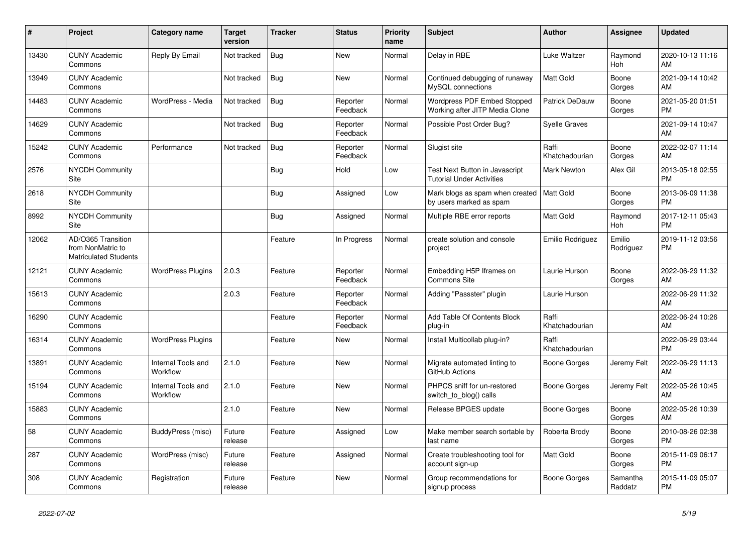| # | Project | Category name | Target version | Tracker | Status | Priority name | Subject | Author | Assignee | Updated |
|---|---|---|---|---|---|---|---|---|---|---|
| 13430 | CUNY Academic Commons | Reply By Email | Not tracked | Bug | New | Normal | Delay in RBE | Luke Waltzer | Raymond Hoh | 2020-10-13 11:16 AM |
| 13949 | CUNY Academic Commons | | Not tracked | Bug | New | Normal | Continued debugging of runaway MySQL connections | Matt Gold | Boone Gorges | 2021-09-14 10:42 AM |
| 14483 | CUNY Academic Commons | WordPress - Media | Not tracked | Bug | Reporter Feedback | Normal | Wordpress PDF Embed Stopped Working after JITP Media Clone | Patrick DeDauw | Boone Gorges | 2021-05-20 01:51 PM |
| 14629 | CUNY Academic Commons | | Not tracked | Bug | Reporter Feedback | Normal | Possible Post Order Bug? | Syelle Graves | | 2021-09-14 10:47 AM |
| 15242 | CUNY Academic Commons | Performance | Not tracked | Bug | Reporter Feedback | Normal | Slugist site | Raffi Khatchadourian | Boone Gorges | 2022-02-07 11:14 AM |
| 2576 | NYCDH Community Site | | | Bug | Hold | Low | Test Next Button in Javascript Tutorial Under Activities | Mark Newton | Alex Gil | 2013-05-18 02:55 PM |
| 2618 | NYCDH Community Site | | | Bug | Assigned | Low | Mark blogs as spam when created by users marked as spam | Matt Gold | Boone Gorges | 2013-06-09 11:38 PM |
| 8992 | NYCDH Community Site | | | Bug | Assigned | Normal | Multiple RBE error reports | Matt Gold | Raymond Hoh | 2017-12-11 05:43 PM |
| 12062 | AD/O365 Transition from NonMatric to Matriculated Students | | | Feature | In Progress | Normal | create solution and console project | Emilio Rodriguez | Emilio Rodriguez | 2019-11-12 03:56 PM |
| 12121 | CUNY Academic Commons | WordPress Plugins | 2.0.3 | Feature | Reporter Feedback | Normal | Embedding H5P Iframes on Commons Site | Laurie Hurson | Boone Gorges | 2022-06-29 11:32 AM |
| 15613 | CUNY Academic Commons | | 2.0.3 | Feature | Reporter Feedback | Normal | Adding "Passster" plugin | Laurie Hurson | | 2022-06-29 11:32 AM |
| 16290 | CUNY Academic Commons | | | Feature | Reporter Feedback | Normal | Add Table Of Contents Block plug-in | Raffi Khatchadourian | | 2022-06-24 10:26 AM |
| 16314 | CUNY Academic Commons | WordPress Plugins | | Feature | New | Normal | Install Multicollab plug-in? | Raffi Khatchadourian | | 2022-06-29 03:44 PM |
| 13891 | CUNY Academic Commons | Internal Tools and Workflow | 2.1.0 | Feature | New | Normal | Migrate automated linting to GitHub Actions | Boone Gorges | Jeremy Felt | 2022-06-29 11:13 AM |
| 15194 | CUNY Academic Commons | Internal Tools and Workflow | 2.1.0 | Feature | New | Normal | PHPCS sniff for un-restored switch_to_blog() calls | Boone Gorges | Jeremy Felt | 2022-05-26 10:45 AM |
| 15883 | CUNY Academic Commons | | 2.1.0 | Feature | New | Normal | Release BPGES update | Boone Gorges | Boone Gorges | 2022-05-26 10:39 AM |
| 58 | CUNY Academic Commons | BuddyPress (misc) | Future release | Feature | Assigned | Low | Make member search sortable by last name | Roberta Brody | Boone Gorges | 2010-08-26 02:38 PM |
| 287 | CUNY Academic Commons | WordPress (misc) | Future release | Feature | Assigned | Normal | Create troubleshooting tool for account sign-up | Matt Gold | Boone Gorges | 2015-11-09 06:17 PM |
| 308 | CUNY Academic Commons | Registration | Future release | Feature | New | Normal | Group recommendations for signup process | Boone Gorges | Samantha Raddatz | 2015-11-09 05:07 PM |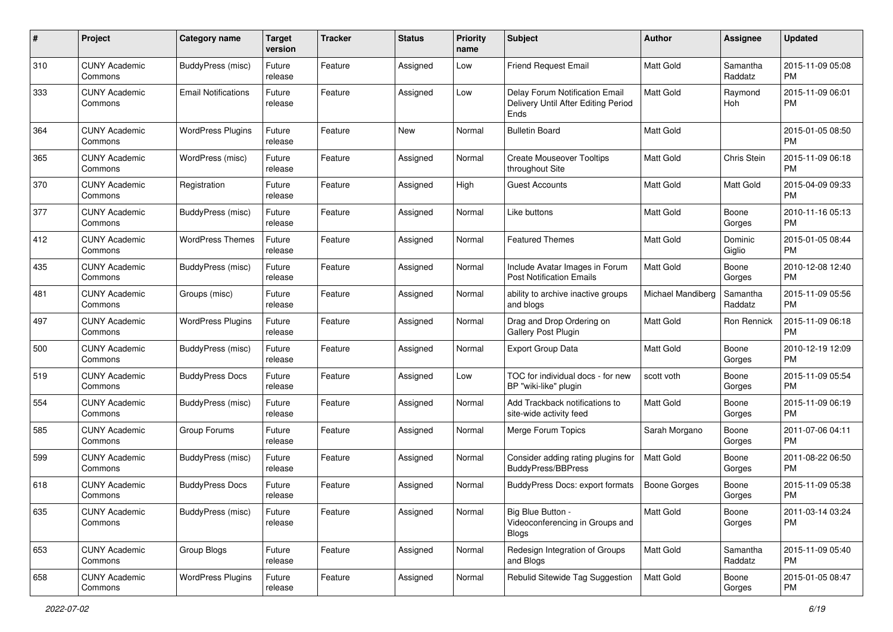| # | Project | Category name | Target version | Tracker | Status | Priority name | Subject | Author | Assignee | Updated |
|---|---|---|---|---|---|---|---|---|---|---|
| 310 | CUNY Academic Commons | BuddyPress (misc) | Future release | Feature | Assigned | Low | Friend Request Email | Matt Gold | Samantha Raddatz | 2015-11-09 05:08 PM |
| 333 | CUNY Academic Commons | Email Notifications | Future release | Feature | Assigned | Low | Delay Forum Notification Email Delivery Until After Editing Period Ends | Matt Gold | Raymond Hoh | 2015-11-09 06:01 PM |
| 364 | CUNY Academic Commons | WordPress Plugins | Future release | Feature | New | Normal | Bulletin Board | Matt Gold | | 2015-01-05 08:50 PM |
| 365 | CUNY Academic Commons | WordPress (misc) | Future release | Feature | Assigned | Normal | Create Mouseover Tooltips throughout Site | Matt Gold | Chris Stein | 2015-11-09 06:18 PM |
| 370 | CUNY Academic Commons | Registration | Future release | Feature | Assigned | High | Guest Accounts | Matt Gold | Matt Gold | 2015-04-09 09:33 PM |
| 377 | CUNY Academic Commons | BuddyPress (misc) | Future release | Feature | Assigned | Normal | Like buttons | Matt Gold | Boone Gorges | 2010-11-16 05:13 PM |
| 412 | CUNY Academic Commons | WordPress Themes | Future release | Feature | Assigned | Normal | Featured Themes | Matt Gold | Dominic Giglio | 2015-01-05 08:44 PM |
| 435 | CUNY Academic Commons | BuddyPress (misc) | Future release | Feature | Assigned | Normal | Include Avatar Images in Forum Post Notification Emails | Matt Gold | Boone Gorges | 2010-12-08 12:40 PM |
| 481 | CUNY Academic Commons | Groups (misc) | Future release | Feature | Assigned | Normal | ability to archive inactive groups and blogs | Michael Mandiberg | Samantha Raddatz | 2015-11-09 05:56 PM |
| 497 | CUNY Academic Commons | WordPress Plugins | Future release | Feature | Assigned | Normal | Drag and Drop Ordering on Gallery Post Plugin | Matt Gold | Ron Rennick | 2015-11-09 06:18 PM |
| 500 | CUNY Academic Commons | BuddyPress (misc) | Future release | Feature | Assigned | Normal | Export Group Data | Matt Gold | Boone Gorges | 2010-12-19 12:09 PM |
| 519 | CUNY Academic Commons | BuddyPress Docs | Future release | Feature | Assigned | Low | TOC for individual docs - for new BP "wiki-like" plugin | scott voth | Boone Gorges | 2015-11-09 05:54 PM |
| 554 | CUNY Academic Commons | BuddyPress (misc) | Future release | Feature | Assigned | Normal | Add Trackback notifications to site-wide activity feed | Matt Gold | Boone Gorges | 2015-11-09 06:19 PM |
| 585 | CUNY Academic Commons | Group Forums | Future release | Feature | Assigned | Normal | Merge Forum Topics | Sarah Morgano | Boone Gorges | 2011-07-06 04:11 PM |
| 599 | CUNY Academic Commons | BuddyPress (misc) | Future release | Feature | Assigned | Normal | Consider adding rating plugins for BuddyPress/BBPress | Matt Gold | Boone Gorges | 2011-08-22 06:50 PM |
| 618 | CUNY Academic Commons | BuddyPress Docs | Future release | Feature | Assigned | Normal | BuddyPress Docs: export formats | Boone Gorges | Boone Gorges | 2015-11-09 05:38 PM |
| 635 | CUNY Academic Commons | BuddyPress (misc) | Future release | Feature | Assigned | Normal | Big Blue Button - Videoconferencing in Groups and Blogs | Matt Gold | Boone Gorges | 2011-03-14 03:24 PM |
| 653 | CUNY Academic Commons | Group Blogs | Future release | Feature | Assigned | Normal | Redesign Integration of Groups and Blogs | Matt Gold | Samantha Raddatz | 2015-11-09 05:40 PM |
| 658 | CUNY Academic Commons | WordPress Plugins | Future release | Feature | Assigned | Normal | Rebulid Sitewide Tag Suggestion | Matt Gold | Boone Gorges | 2015-01-05 08:47 PM |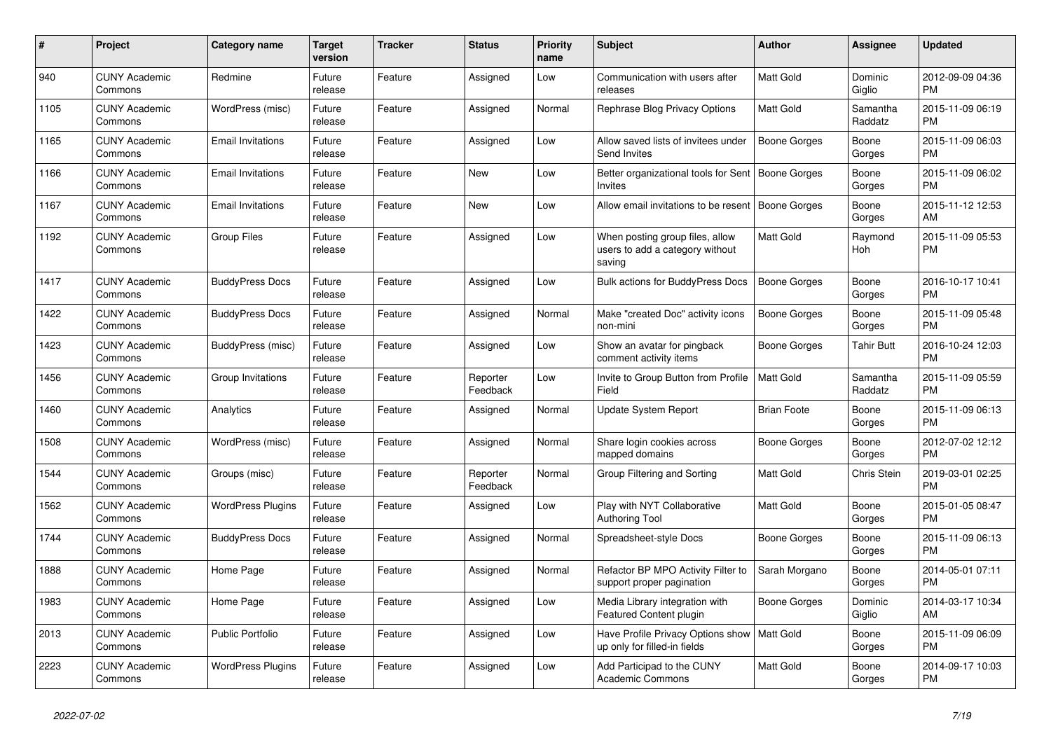| # | Project | Category name | Target version | Tracker | Status | Priority name | Subject | Author | Assignee | Updated |
|---|---|---|---|---|---|---|---|---|---|---|
| 940 | CUNY Academic Commons | Redmine | Future release | Feature | Assigned | Low | Communication with users after releases | Matt Gold | Dominic Giglio | 2012-09-09 04:36 PM |
| 1105 | CUNY Academic Commons | WordPress (misc) | Future release | Feature | Assigned | Normal | Rephrase Blog Privacy Options | Matt Gold | Samantha Raddatz | 2015-11-09 06:19 PM |
| 1165 | CUNY Academic Commons | Email Invitations | Future release | Feature | Assigned | Low | Allow saved lists of invitees under Send Invites | Boone Gorges | Boone Gorges | 2015-11-09 06:03 PM |
| 1166 | CUNY Academic Commons | Email Invitations | Future release | Feature | New | Low | Better organizational tools for Sent Invites | Boone Gorges | Boone Gorges | 2015-11-09 06:02 PM |
| 1167 | CUNY Academic Commons | Email Invitations | Future release | Feature | New | Low | Allow email invitations to be resent | Boone Gorges | Boone Gorges | 2015-11-12 12:53 AM |
| 1192 | CUNY Academic Commons | Group Files | Future release | Feature | Assigned | Low | When posting group files, allow users to add a category without saving | Matt Gold | Raymond Hoh | 2015-11-09 05:53 PM |
| 1417 | CUNY Academic Commons | BuddyPress Docs | Future release | Feature | Assigned | Low | Bulk actions for BuddyPress Docs | Boone Gorges | Boone Gorges | 2016-10-17 10:41 PM |
| 1422 | CUNY Academic Commons | BuddyPress Docs | Future release | Feature | Assigned | Normal | Make "created Doc" activity icons non-mini | Boone Gorges | Boone Gorges | 2015-11-09 05:48 PM |
| 1423 | CUNY Academic Commons | BuddyPress (misc) | Future release | Feature | Assigned | Low | Show an avatar for pingback comment activity items | Boone Gorges | Tahir Butt | 2016-10-24 12:03 PM |
| 1456 | CUNY Academic Commons | Group Invitations | Future release | Feature | Reporter Feedback | Low | Invite to Group Button from Profile Field | Matt Gold | Samantha Raddatz | 2015-11-09 05:59 PM |
| 1460 | CUNY Academic Commons | Analytics | Future release | Feature | Assigned | Normal | Update System Report | Brian Foote | Boone Gorges | 2015-11-09 06:13 PM |
| 1508 | CUNY Academic Commons | WordPress (misc) | Future release | Feature | Assigned | Normal | Share login cookies across mapped domains | Boone Gorges | Boone Gorges | 2012-07-02 12:12 PM |
| 1544 | CUNY Academic Commons | Groups (misc) | Future release | Feature | Reporter Feedback | Normal | Group Filtering and Sorting | Matt Gold | Chris Stein | 2019-03-01 02:25 PM |
| 1562 | CUNY Academic Commons | WordPress Plugins | Future release | Feature | Assigned | Low | Play with NYT Collaborative Authoring Tool | Matt Gold | Boone Gorges | 2015-01-05 08:47 PM |
| 1744 | CUNY Academic Commons | BuddyPress Docs | Future release | Feature | Assigned | Normal | Spreadsheet-style Docs | Boone Gorges | Boone Gorges | 2015-11-09 06:13 PM |
| 1888 | CUNY Academic Commons | Home Page | Future release | Feature | Assigned | Normal | Refactor BP MPO Activity Filter to support proper pagination | Sarah Morgano | Boone Gorges | 2014-05-01 07:11 PM |
| 1983 | CUNY Academic Commons | Home Page | Future release | Feature | Assigned | Low | Media Library integration with Featured Content plugin | Boone Gorges | Dominic Giglio | 2014-03-17 10:34 AM |
| 2013 | CUNY Academic Commons | Public Portfolio | Future release | Feature | Assigned | Low | Have Profile Privacy Options show up only for filled-in fields | Matt Gold | Boone Gorges | 2015-11-09 06:09 PM |
| 2223 | CUNY Academic Commons | WordPress Plugins | Future release | Feature | Assigned | Low | Add Participad to the CUNY Academic Commons | Matt Gold | Boone Gorges | 2014-09-17 10:03 PM |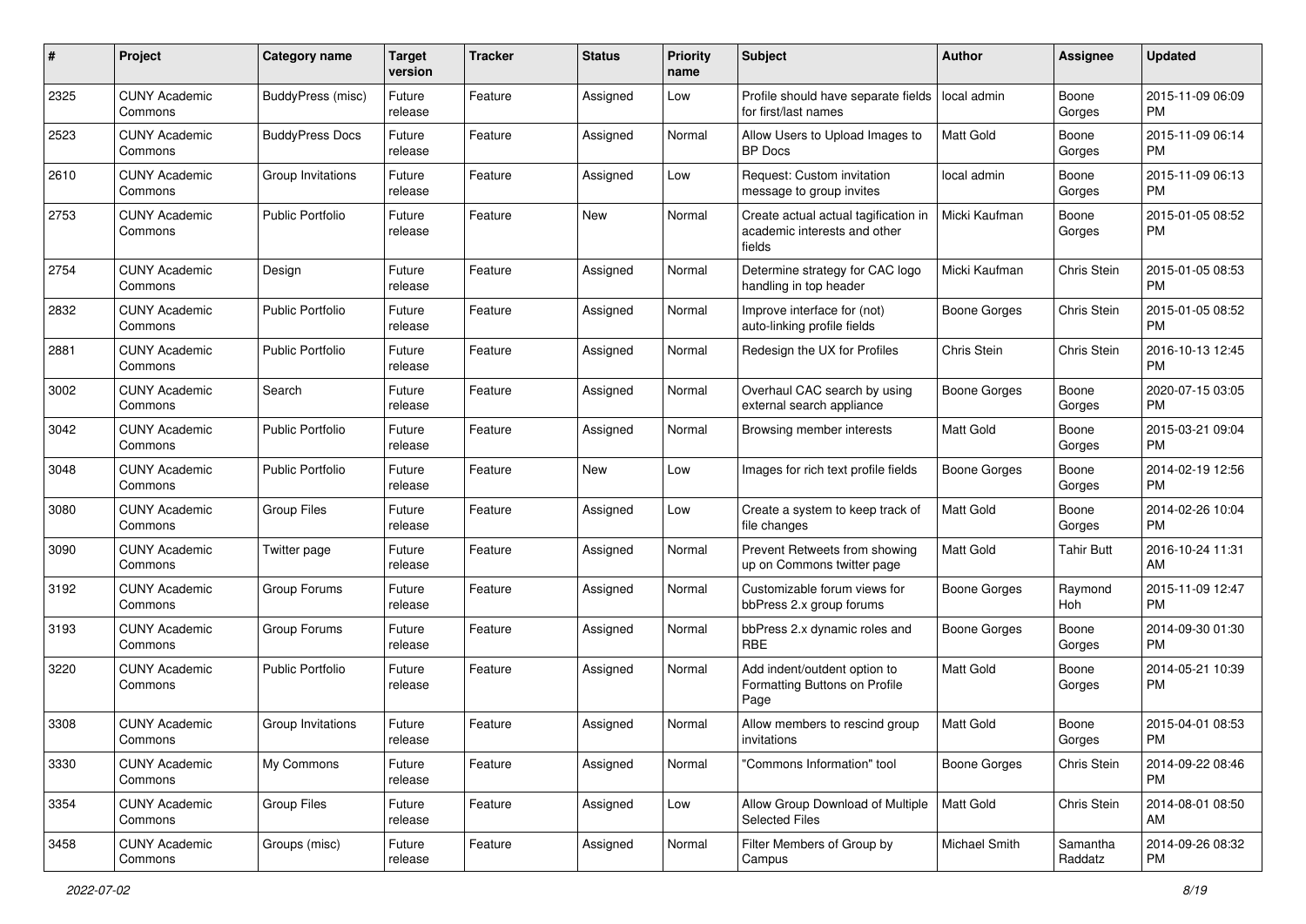| # | Project | Category name | Target version | Tracker | Status | Priority name | Subject | Author | Assignee | Updated |
|---|---|---|---|---|---|---|---|---|---|---|
| 2325 | CUNY Academic Commons | BuddyPress (misc) | Future release | Feature | Assigned | Low | Profile should have separate fields for first/last names | local admin | Boone Gorges | 2015-11-09 06:09 PM |
| 2523 | CUNY Academic Commons | BuddyPress Docs | Future release | Feature | Assigned | Normal | Allow Users to Upload Images to BP Docs | Matt Gold | Boone Gorges | 2015-11-09 06:14 PM |
| 2610 | CUNY Academic Commons | Group Invitations | Future release | Feature | Assigned | Low | Request: Custom invitation message to group invites | local admin | Boone Gorges | 2015-11-09 06:13 PM |
| 2753 | CUNY Academic Commons | Public Portfolio | Future release | Feature | New | Normal | Create actual actual tagification in academic interests and other fields | Micki Kaufman | Boone Gorges | 2015-01-05 08:52 PM |
| 2754 | CUNY Academic Commons | Design | Future release | Feature | Assigned | Normal | Determine strategy for CAC logo handling in top header | Micki Kaufman | Chris Stein | 2015-01-05 08:53 PM |
| 2832 | CUNY Academic Commons | Public Portfolio | Future release | Feature | Assigned | Normal | Improve interface for (not) auto-linking profile fields | Boone Gorges | Chris Stein | 2015-01-05 08:52 PM |
| 2881 | CUNY Academic Commons | Public Portfolio | Future release | Feature | Assigned | Normal | Redesign the UX for Profiles | Chris Stein | Chris Stein | 2016-10-13 12:45 PM |
| 3002 | CUNY Academic Commons | Search | Future release | Feature | Assigned | Normal | Overhaul CAC search by using external search appliance | Boone Gorges | Boone Gorges | 2020-07-15 03:05 PM |
| 3042 | CUNY Academic Commons | Public Portfolio | Future release | Feature | Assigned | Normal | Browsing member interests | Matt Gold | Boone Gorges | 2015-03-21 09:04 PM |
| 3048 | CUNY Academic Commons | Public Portfolio | Future release | Feature | New | Low | Images for rich text profile fields | Boone Gorges | Boone Gorges | 2014-02-19 12:56 PM |
| 3080 | CUNY Academic Commons | Group Files | Future release | Feature | Assigned | Low | Create a system to keep track of file changes | Matt Gold | Boone Gorges | 2014-02-26 10:04 PM |
| 3090 | CUNY Academic Commons | Twitter page | Future release | Feature | Assigned | Normal | Prevent Retweets from showing up on Commons twitter page | Matt Gold | Tahir Butt | 2016-10-24 11:31 AM |
| 3192 | CUNY Academic Commons | Group Forums | Future release | Feature | Assigned | Normal | Customizable forum views for bbPress 2.x group forums | Boone Gorges | Raymond Hoh | 2015-11-09 12:47 PM |
| 3193 | CUNY Academic Commons | Group Forums | Future release | Feature | Assigned | Normal | bbPress 2.x dynamic roles and RBE | Boone Gorges | Boone Gorges | 2014-09-30 01:30 PM |
| 3220 | CUNY Academic Commons | Public Portfolio | Future release | Feature | Assigned | Normal | Add indent/outdent option to Formatting Buttons on Profile Page | Matt Gold | Boone Gorges | 2014-05-21 10:39 PM |
| 3308 | CUNY Academic Commons | Group Invitations | Future release | Feature | Assigned | Normal | Allow members to rescind group invitations | Matt Gold | Boone Gorges | 2015-04-01 08:53 PM |
| 3330 | CUNY Academic Commons | My Commons | Future release | Feature | Assigned | Normal | "Commons Information" tool | Boone Gorges | Chris Stein | 2014-09-22 08:46 PM |
| 3354 | CUNY Academic Commons | Group Files | Future release | Feature | Assigned | Low | Allow Group Download of Multiple Selected Files | Matt Gold | Chris Stein | 2014-08-01 08:50 AM |
| 3458 | CUNY Academic Commons | Groups (misc) | Future release | Feature | Assigned | Normal | Filter Members of Group by Campus | Michael Smith | Samantha Raddatz | 2014-09-26 08:32 PM |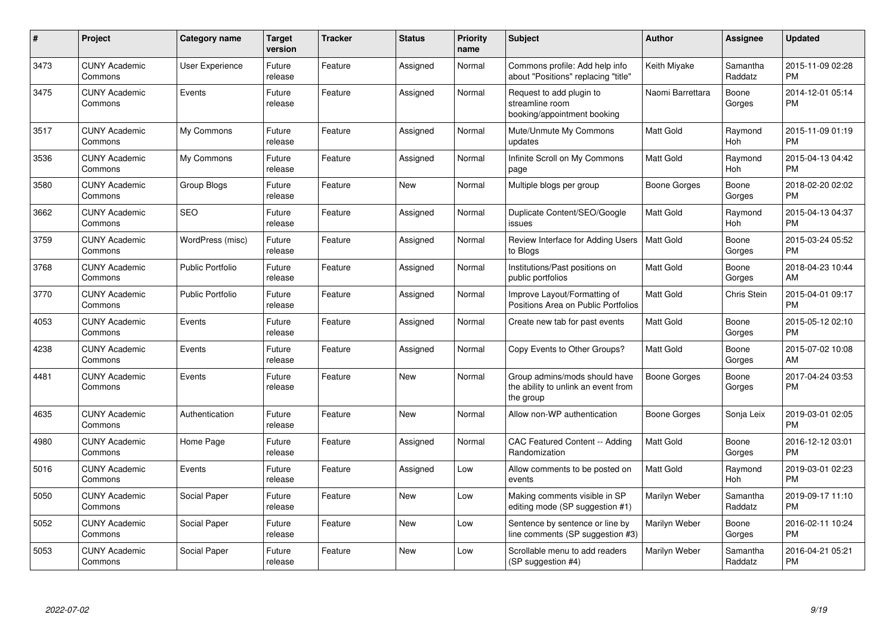| # | Project | Category name | Target version | Tracker | Status | Priority name | Subject | Author | Assignee | Updated |
|---|---|---|---|---|---|---|---|---|---|---|
| 3473 | CUNY Academic Commons | User Experience | Future release | Feature | Assigned | Normal | Commons profile: Add help info about "Positions" replacing "title" | Keith Miyake | Samantha Raddatz | 2015-11-09 02:28 PM |
| 3475 | CUNY Academic Commons | Events | Future release | Feature | Assigned | Normal | Request to add plugin to streamline room booking/appointment booking | Naomi Barrettara | Boone Gorges | 2014-12-01 05:14 PM |
| 3517 | CUNY Academic Commons | My Commons | Future release | Feature | Assigned | Normal | Mute/Unmute My Commons updates | Matt Gold | Raymond Hoh | 2015-11-09 01:19 PM |
| 3536 | CUNY Academic Commons | My Commons | Future release | Feature | Assigned | Normal | Infinite Scroll on My Commons page | Matt Gold | Raymond Hoh | 2015-04-13 04:42 PM |
| 3580 | CUNY Academic Commons | Group Blogs | Future release | Feature | New | Normal | Multiple blogs per group | Boone Gorges | Boone Gorges | 2018-02-20 02:02 PM |
| 3662 | CUNY Academic Commons | SEO | Future release | Feature | Assigned | Normal | Duplicate Content/SEO/Google issues | Matt Gold | Raymond Hoh | 2015-04-13 04:37 PM |
| 3759 | CUNY Academic Commons | WordPress (misc) | Future release | Feature | Assigned | Normal | Review Interface for Adding Users to Blogs | Matt Gold | Boone Gorges | 2015-03-24 05:52 PM |
| 3768 | CUNY Academic Commons | Public Portfolio | Future release | Feature | Assigned | Normal | Institutions/Past positions on public portfolios | Matt Gold | Boone Gorges | 2018-04-23 10:44 AM |
| 3770 | CUNY Academic Commons | Public Portfolio | Future release | Feature | Assigned | Normal | Improve Layout/Formatting of Positions Area on Public Portfolios | Matt Gold | Chris Stein | 2015-04-01 09:17 PM |
| 4053 | CUNY Academic Commons | Events | Future release | Feature | Assigned | Normal | Create new tab for past events | Matt Gold | Boone Gorges | 2015-05-12 02:10 PM |
| 4238 | CUNY Academic Commons | Events | Future release | Feature | Assigned | Normal | Copy Events to Other Groups? | Matt Gold | Boone Gorges | 2015-07-02 10:08 AM |
| 4481 | CUNY Academic Commons | Events | Future release | Feature | New | Normal | Group admins/mods should have the ability to unlink an event from the group | Boone Gorges | Boone Gorges | 2017-04-24 03:53 PM |
| 4635 | CUNY Academic Commons | Authentication | Future release | Feature | New | Normal | Allow non-WP authentication | Boone Gorges | Sonja Leix | 2019-03-01 02:05 PM |
| 4980 | CUNY Academic Commons | Home Page | Future release | Feature | Assigned | Normal | CAC Featured Content -- Adding Randomization | Matt Gold | Boone Gorges | 2016-12-12 03:01 PM |
| 5016 | CUNY Academic Commons | Events | Future release | Feature | Assigned | Low | Allow comments to be posted on events | Matt Gold | Raymond Hoh | 2019-03-01 02:23 PM |
| 5050 | CUNY Academic Commons | Social Paper | Future release | Feature | New | Low | Making comments visible in SP editing mode (SP suggestion #1) | Marilyn Weber | Samantha Raddatz | 2019-09-17 11:10 PM |
| 5052 | CUNY Academic Commons | Social Paper | Future release | Feature | New | Low | Sentence by sentence or line by line comments (SP suggestion #3) | Marilyn Weber | Boone Gorges | 2016-02-11 10:24 PM |
| 5053 | CUNY Academic Commons | Social Paper | Future release | Feature | New | Low | Scrollable menu to add readers (SP suggestion #4) | Marilyn Weber | Samantha Raddatz | 2016-04-21 05:21 PM |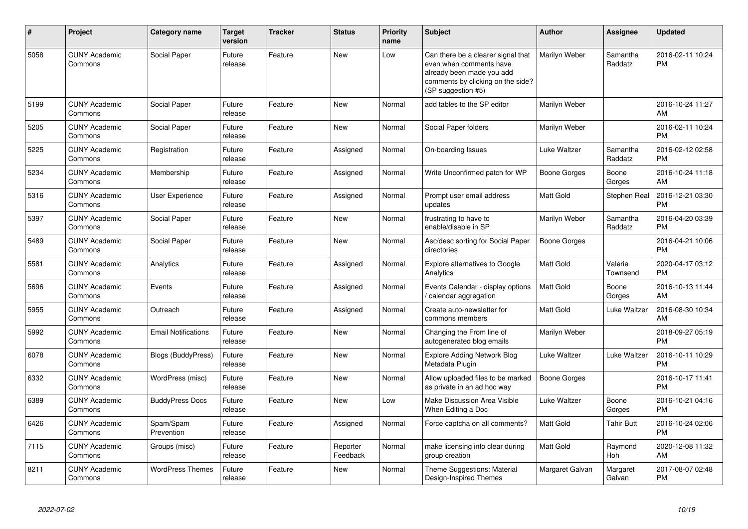| # | Project | Category name | Target version | Tracker | Status | Priority name | Subject | Author | Assignee | Updated |
|---|---|---|---|---|---|---|---|---|---|---|
| 5058 | CUNY Academic Commons | Social Paper | Future release | Feature | New | Low | Can there be a clearer signal that even when comments have already been made you add comments by clicking on the side? (SP suggestion #5) | Marilyn Weber | Samantha Raddatz | 2016-02-11 10:24 PM |
| 5199 | CUNY Academic Commons | Social Paper | Future release | Feature | New | Normal | add tables to the SP editor | Marilyn Weber | | 2016-10-24 11:27 AM |
| 5205 | CUNY Academic Commons | Social Paper | Future release | Feature | New | Normal | Social Paper folders | Marilyn Weber | | 2016-02-11 10:24 PM |
| 5225 | CUNY Academic Commons | Registration | Future release | Feature | Assigned | Normal | On-boarding Issues | Luke Waltzer | Samantha Raddatz | 2016-02-12 02:58 PM |
| 5234 | CUNY Academic Commons | Membership | Future release | Feature | Assigned | Normal | Write Unconfirmed patch for WP | Boone Gorges | Boone Gorges | 2016-10-24 11:18 AM |
| 5316 | CUNY Academic Commons | User Experience | Future release | Feature | Assigned | Normal | Prompt user email address updates | Matt Gold | Stephen Real | 2016-12-21 03:30 PM |
| 5397 | CUNY Academic Commons | Social Paper | Future release | Feature | New | Normal | frustrating to have to enable/disable in SP | Marilyn Weber | Samantha Raddatz | 2016-04-20 03:39 PM |
| 5489 | CUNY Academic Commons | Social Paper | Future release | Feature | New | Normal | Asc/desc sorting for Social Paper directories | Boone Gorges | | 2016-04-21 10:06 PM |
| 5581 | CUNY Academic Commons | Analytics | Future release | Feature | Assigned | Normal | Explore alternatives to Google Analytics | Matt Gold | Valerie Townsend | 2020-04-17 03:12 PM |
| 5696 | CUNY Academic Commons | Events | Future release | Feature | Assigned | Normal | Events Calendar - display options / calendar aggregation | Matt Gold | Boone Gorges | 2016-10-13 11:44 AM |
| 5955 | CUNY Academic Commons | Outreach | Future release | Feature | Assigned | Normal | Create auto-newsletter for commons members | Matt Gold | Luke Waltzer | 2016-08-30 10:34 AM |
| 5992 | CUNY Academic Commons | Email Notifications | Future release | Feature | New | Normal | Changing the From line of autogenerated blog emails | Marilyn Weber | | 2018-09-27 05:19 PM |
| 6078 | CUNY Academic Commons | Blogs (BuddyPress) | Future release | Feature | New | Normal | Explore Adding Network Blog Metadata Plugin | Luke Waltzer | Luke Waltzer | 2016-10-11 10:29 PM |
| 6332 | CUNY Academic Commons | WordPress (misc) | Future release | Feature | New | Normal | Allow uploaded files to be marked as private in an ad hoc way | Boone Gorges | | 2016-10-17 11:41 PM |
| 6389 | CUNY Academic Commons | BuddyPress Docs | Future release | Feature | New | Low | Make Discussion Area Visible When Editing a Doc | Luke Waltzer | Boone Gorges | 2016-10-21 04:16 PM |
| 6426 | CUNY Academic Commons | Spam/Spam Prevention | Future release | Feature | Assigned | Normal | Force captcha on all comments? | Matt Gold | Tahir Butt | 2016-10-24 02:06 PM |
| 7115 | CUNY Academic Commons | Groups (misc) | Future release | Feature | Reporter Feedback | Normal | make licensing info clear during group creation | Matt Gold | Raymond Hoh | 2020-12-08 11:32 AM |
| 8211 | CUNY Academic Commons | WordPress Themes | Future release | Feature | New | Normal | Theme Suggestions: Material Design-Inspired Themes | Margaret Galvan | Margaret Galvan | 2017-08-07 02:48 PM |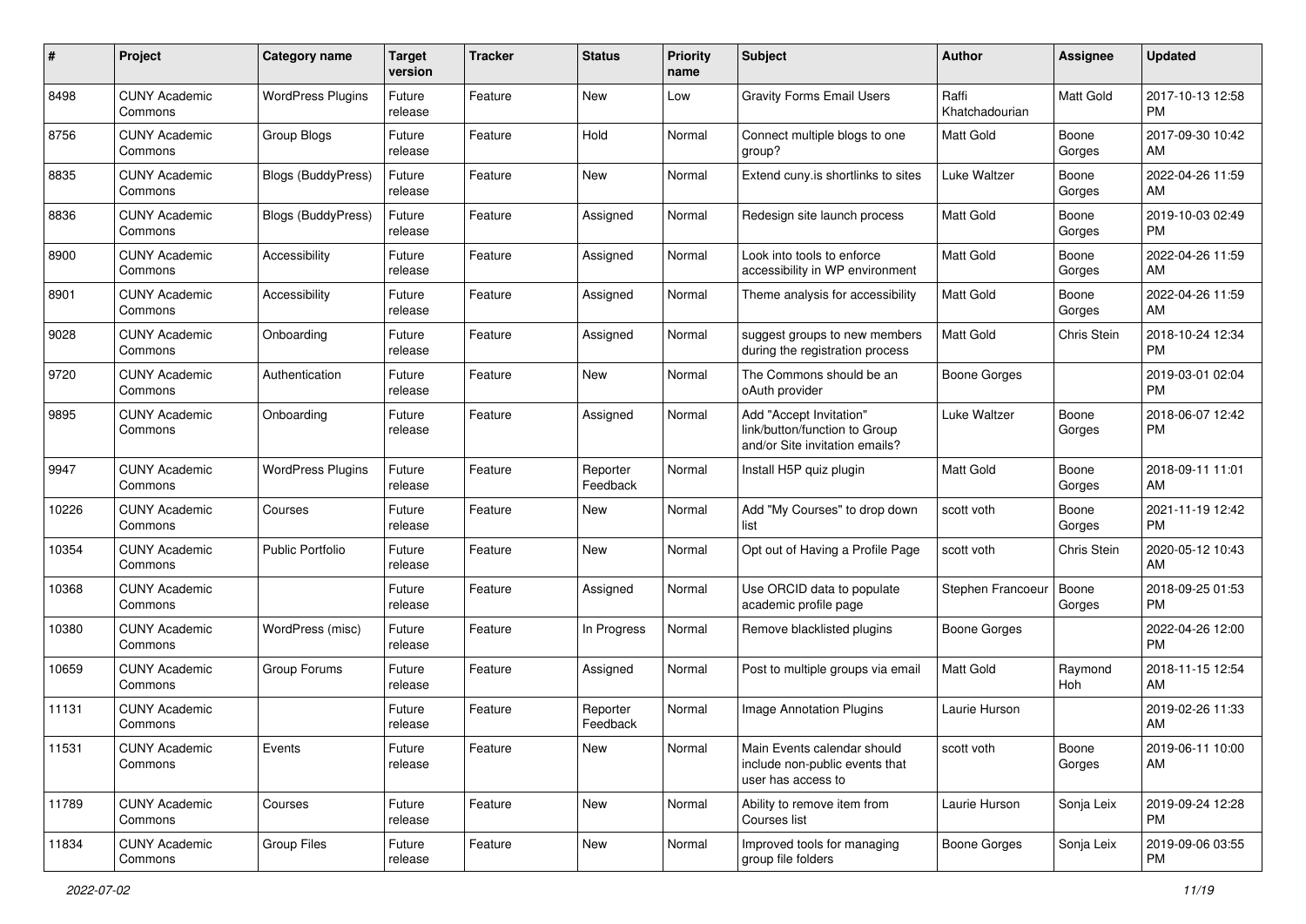| # | Project | Category name | Target version | Tracker | Status | Priority name | Subject | Author | Assignee | Updated |
|---|---|---|---|---|---|---|---|---|---|---|
| 8498 | CUNY Academic Commons | WordPress Plugins | Future release | Feature | New | Low | Gravity Forms Email Users | Raffi Khatchadourian | Matt Gold | 2017-10-13 12:58 PM |
| 8756 | CUNY Academic Commons | Group Blogs | Future release | Feature | Hold | Normal | Connect multiple blogs to one group? | Matt Gold | Boone Gorges | 2017-09-30 10:42 AM |
| 8835 | CUNY Academic Commons | Blogs (BuddyPress) | Future release | Feature | New | Normal | Extend cuny.is shortlinks to sites | Luke Waltzer | Boone Gorges | 2022-04-26 11:59 AM |
| 8836 | CUNY Academic Commons | Blogs (BuddyPress) | Future release | Feature | Assigned | Normal | Redesign site launch process | Matt Gold | Boone Gorges | 2019-10-03 02:49 PM |
| 8900 | CUNY Academic Commons | Accessibility | Future release | Feature | Assigned | Normal | Look into tools to enforce accessibility in WP environment | Matt Gold | Boone Gorges | 2022-04-26 11:59 AM |
| 8901 | CUNY Academic Commons | Accessibility | Future release | Feature | Assigned | Normal | Theme analysis for accessibility | Matt Gold | Boone Gorges | 2022-04-26 11:59 AM |
| 9028 | CUNY Academic Commons | Onboarding | Future release | Feature | Assigned | Normal | suggest groups to new members during the registration process | Matt Gold | Chris Stein | 2018-10-24 12:34 PM |
| 9720 | CUNY Academic Commons | Authentication | Future release | Feature | New | Normal | The Commons should be an oAuth provider | Boone Gorges | | 2019-03-01 02:04 PM |
| 9895 | CUNY Academic Commons | Onboarding | Future release | Feature | Assigned | Normal | Add "Accept Invitation" link/button/function to Group and/or Site invitation emails? | Luke Waltzer | Boone Gorges | 2018-06-07 12:42 PM |
| 9947 | CUNY Academic Commons | WordPress Plugins | Future release | Feature | Reporter Feedback | Normal | Install H5P quiz plugin | Matt Gold | Boone Gorges | 2018-09-11 11:01 AM |
| 10226 | CUNY Academic Commons | Courses | Future release | Feature | New | Normal | Add "My Courses" to drop down list | scott voth | Boone Gorges | 2021-11-19 12:42 PM |
| 10354 | CUNY Academic Commons | Public Portfolio | Future release | Feature | New | Normal | Opt out of Having a Profile Page | scott voth | Chris Stein | 2020-05-12 10:43 AM |
| 10368 | CUNY Academic Commons | | Future release | Feature | Assigned | Normal | Use ORCID data to populate academic profile page | Stephen Francoeur | Boone Gorges | 2018-09-25 01:53 PM |
| 10380 | CUNY Academic Commons | WordPress (misc) | Future release | Feature | In Progress | Normal | Remove blacklisted plugins | Boone Gorges | | 2022-04-26 12:00 PM |
| 10659 | CUNY Academic Commons | Group Forums | Future release | Feature | Assigned | Normal | Post to multiple groups via email | Matt Gold | Raymond Hoh | 2018-11-15 12:54 AM |
| 11131 | CUNY Academic Commons | | Future release | Feature | Reporter Feedback | Normal | Image Annotation Plugins | Laurie Hurson | | 2019-02-26 11:33 AM |
| 11531 | CUNY Academic Commons | Events | Future release | Feature | New | Normal | Main Events calendar should include non-public events that user has access to | scott voth | Boone Gorges | 2019-06-11 10:00 AM |
| 11789 | CUNY Academic Commons | Courses | Future release | Feature | New | Normal | Ability to remove item from Courses list | Laurie Hurson | Sonja Leix | 2019-09-24 12:28 PM |
| 11834 | CUNY Academic Commons | Group Files | Future release | Feature | New | Normal | Improved tools for managing group file folders | Boone Gorges | Sonja Leix | 2019-09-06 03:55 PM |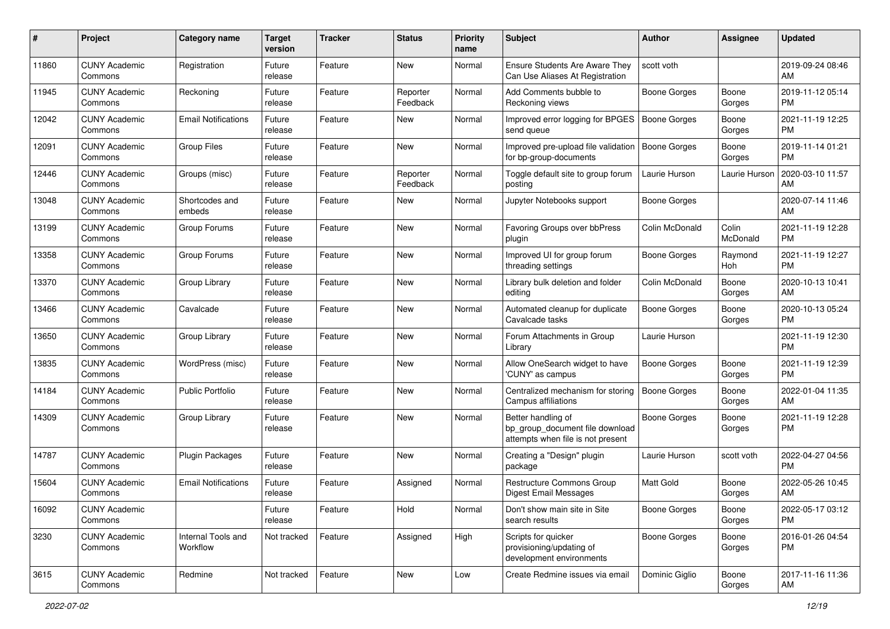| # | Project | Category name | Target version | Tracker | Status | Priority name | Subject | Author | Assignee | Updated |
|---|---|---|---|---|---|---|---|---|---|---|
| 11860 | CUNY Academic Commons | Registration | Future release | Feature | New | Normal | Ensure Students Are Aware They Can Use Aliases At Registration | scott voth | | 2019-09-24 08:46 AM |
| 11945 | CUNY Academic Commons | Reckoning | Future release | Feature | Reporter Feedback | Normal | Add Comments bubble to Reckoning views | Boone Gorges | Boone Gorges | 2019-11-12 05:14 PM |
| 12042 | CUNY Academic Commons | Email Notifications | Future release | Feature | New | Normal | Improved error logging for BPGES send queue | Boone Gorges | Boone Gorges | 2021-11-19 12:25 PM |
| 12091 | CUNY Academic Commons | Group Files | Future release | Feature | New | Normal | Improved pre-upload file validation for bp-group-documents | Boone Gorges | Boone Gorges | 2019-11-14 01:21 PM |
| 12446 | CUNY Academic Commons | Groups (misc) | Future release | Feature | Reporter Feedback | Normal | Toggle default site to group forum posting | Laurie Hurson | Laurie Hurson | 2020-03-10 11:57 AM |
| 13048 | CUNY Academic Commons | Shortcodes and embeds | Future release | Feature | New | Normal | Jupyter Notebooks support | Boone Gorges | | 2020-07-14 11:46 AM |
| 13199 | CUNY Academic Commons | Group Forums | Future release | Feature | New | Normal | Favoring Groups over bbPress plugin | Colin McDonald | Colin McDonald | 2021-11-19 12:28 PM |
| 13358 | CUNY Academic Commons | Group Forums | Future release | Feature | New | Normal | Improved UI for group forum threading settings | Boone Gorges | Raymond Hoh | 2021-11-19 12:27 PM |
| 13370 | CUNY Academic Commons | Group Library | Future release | Feature | New | Normal | Library bulk deletion and folder editing | Colin McDonald | Boone Gorges | 2020-10-13 10:41 AM |
| 13466 | CUNY Academic Commons | Cavalcade | Future release | Feature | New | Normal | Automated cleanup for duplicate Cavalcade tasks | Boone Gorges | Boone Gorges | 2020-10-13 05:24 PM |
| 13650 | CUNY Academic Commons | Group Library | Future release | Feature | New | Normal | Forum Attachments in Group Library | Laurie Hurson | | 2021-11-19 12:30 PM |
| 13835 | CUNY Academic Commons | WordPress (misc) | Future release | Feature | New | Normal | Allow OneSearch widget to have 'CUNY' as campus | Boone Gorges | Boone Gorges | 2021-11-19 12:39 PM |
| 14184 | CUNY Academic Commons | Public Portfolio | Future release | Feature | New | Normal | Centralized mechanism for storing Campus affiliations | Boone Gorges | Boone Gorges | 2022-01-04 11:35 AM |
| 14309 | CUNY Academic Commons | Group Library | Future release | Feature | New | Normal | Better handling of bp_group_document file download attempts when file is not present | Boone Gorges | Boone Gorges | 2021-11-19 12:28 PM |
| 14787 | CUNY Academic Commons | Plugin Packages | Future release | Feature | New | Normal | Creating a "Design" plugin package | Laurie Hurson | scott voth | 2022-04-27 04:56 PM |
| 15604 | CUNY Academic Commons | Email Notifications | Future release | Feature | Assigned | Normal | Restructure Commons Group Digest Email Messages | Matt Gold | Boone Gorges | 2022-05-26 10:45 AM |
| 16092 | CUNY Academic Commons | | Future release | Feature | Hold | Normal | Don't show main site in Site search results | Boone Gorges | Boone Gorges | 2022-05-17 03:12 PM |
| 3230 | CUNY Academic Commons | Internal Tools and Workflow | Not tracked | Feature | Assigned | High | Scripts for quicker provisioning/updating of development environments | Boone Gorges | Boone Gorges | 2016-01-26 04:54 PM |
| 3615 | CUNY Academic Commons | Redmine | Not tracked | Feature | New | Low | Create Redmine issues via email | Dominic Giglio | Boone Gorges | 2017-11-16 11:36 AM |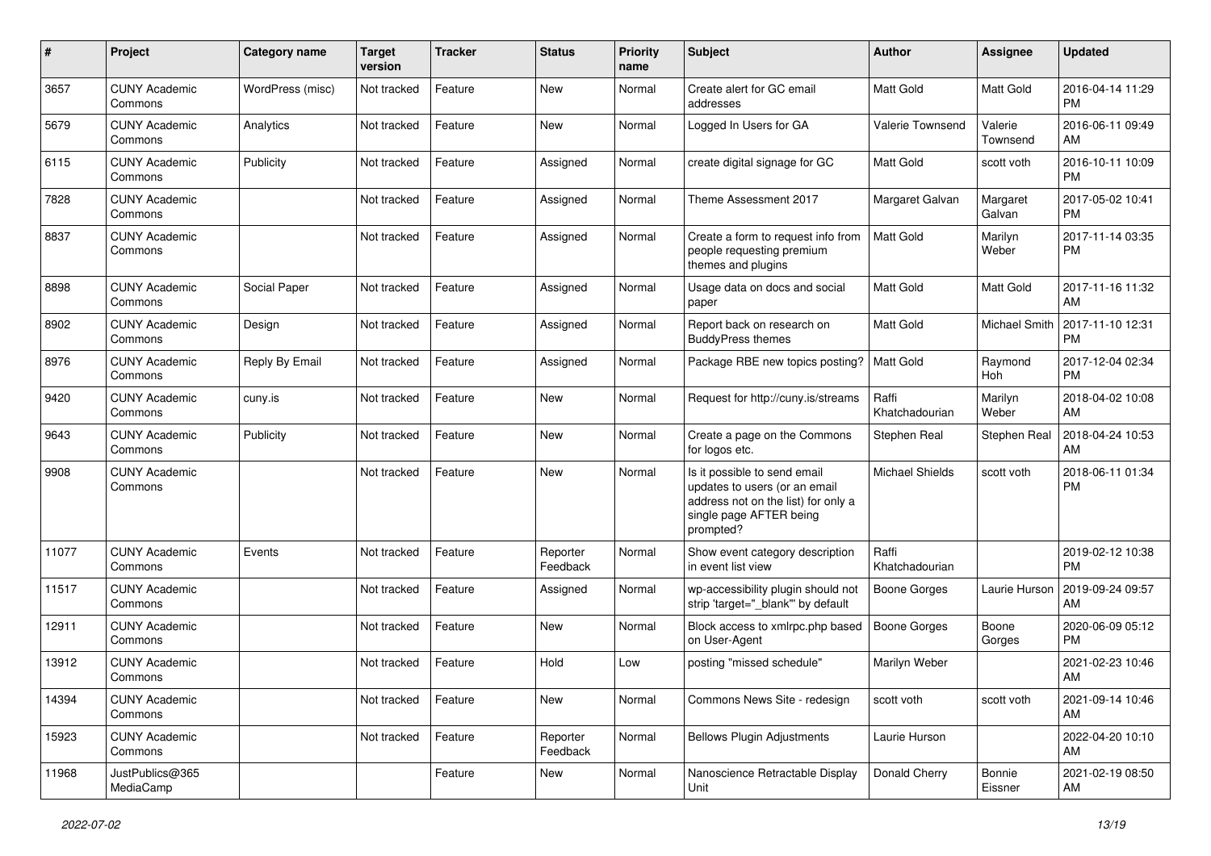| # | Project | Category name | Target version | Tracker | Status | Priority name | Subject | Author | Assignee | Updated |
|---|---|---|---|---|---|---|---|---|---|---|
| 3657 | CUNY Academic Commons | WordPress (misc) | Not tracked | Feature | New | Normal | Create alert for GC email addresses | Matt Gold | Matt Gold | 2016-04-14 11:29 PM |
| 5679 | CUNY Academic Commons | Analytics | Not tracked | Feature | New | Normal | Logged In Users for GA | Valerie Townsend | Valerie Townsend | 2016-06-11 09:49 AM |
| 6115 | CUNY Academic Commons | Publicity | Not tracked | Feature | Assigned | Normal | create digital signage for GC | Matt Gold | scott voth | 2016-10-11 10:09 PM |
| 7828 | CUNY Academic Commons | | Not tracked | Feature | Assigned | Normal | Theme Assessment 2017 | Margaret Galvan | Margaret Galvan | 2017-05-02 10:41 PM |
| 8837 | CUNY Academic Commons | | Not tracked | Feature | Assigned | Normal | Create a form to request info from people requesting premium themes and plugins | Matt Gold | Marilyn Weber | 2017-11-14 03:35 PM |
| 8898 | CUNY Academic Commons | Social Paper | Not tracked | Feature | Assigned | Normal | Usage data on docs and social paper | Matt Gold | Matt Gold | 2017-11-16 11:32 AM |
| 8902 | CUNY Academic Commons | Design | Not tracked | Feature | Assigned | Normal | Report back on research on BuddyPress themes | Matt Gold | Michael Smith | 2017-11-10 12:31 PM |
| 8976 | CUNY Academic Commons | Reply By Email | Not tracked | Feature | Assigned | Normal | Package RBE new topics posting? | Matt Gold | Raymond Hoh | 2017-12-04 02:34 PM |
| 9420 | CUNY Academic Commons | cuny.is | Not tracked | Feature | New | Normal | Request for http://cuny.is/streams | Raffi Khatchadourian | Marilyn Weber | 2018-04-02 10:08 AM |
| 9643 | CUNY Academic Commons | Publicity | Not tracked | Feature | New | Normal | Create a page on the Commons for logos etc. | Stephen Real | Stephen Real | 2018-04-24 10:53 AM |
| 9908 | CUNY Academic Commons | | Not tracked | Feature | New | Normal | Is it possible to send email updates to users (or an email address not on the list) for only a single page AFTER being prompted? | Michael Shields | scott voth | 2018-06-11 01:34 PM |
| 11077 | CUNY Academic Commons | Events | Not tracked | Feature | Reporter Feedback | Normal | Show event category description in event list view | Raffi Khatchadourian | | 2019-02-12 10:38 PM |
| 11517 | CUNY Academic Commons | | Not tracked | Feature | Assigned | Normal | wp-accessibility plugin should not strip 'target="_blank"' by default | Boone Gorges | Laurie Hurson | 2019-09-24 09:57 AM |
| 12911 | CUNY Academic Commons | | Not tracked | Feature | New | Normal | Block access to xmlrpc.php based on User-Agent | Boone Gorges | Boone Gorges | 2020-06-09 05:12 PM |
| 13912 | CUNY Academic Commons | | Not tracked | Feature | Hold | Low | posting "missed schedule" | Marilyn Weber | | 2021-02-23 10:46 AM |
| 14394 | CUNY Academic Commons | | Not tracked | Feature | New | Normal | Commons News Site - redesign | scott voth | scott voth | 2021-09-14 10:46 AM |
| 15923 | CUNY Academic Commons | | Not tracked | Feature | Reporter Feedback | Normal | Bellows Plugin Adjustments | Laurie Hurson | | 2022-04-20 10:10 AM |
| 11968 | JustPublics@365 MediaCamp | | | Feature | New | Normal | Nanoscience Retractable Display Unit | Donald Cherry | Bonnie Eissner | 2021-02-19 08:50 AM |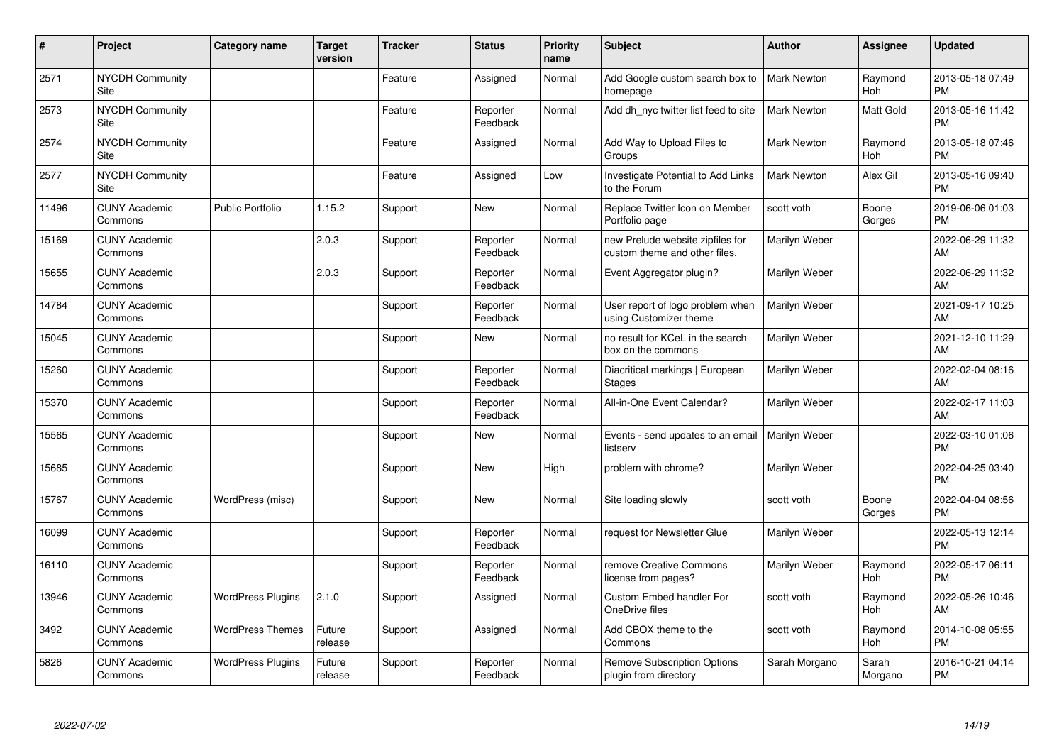| # | Project | Category name | Target version | Tracker | Status | Priority name | Subject | Author | Assignee | Updated |
|---|---|---|---|---|---|---|---|---|---|---|
| 2571 | NYCDH Community Site | | | Feature | Assigned | Normal | Add Google custom search box to homepage | Mark Newton | Raymond Hoh | 2013-05-18 07:49 PM |
| 2573 | NYCDH Community Site | | | Feature | Reporter Feedback | Normal | Add dh_nyc twitter list feed to site | Mark Newton | Matt Gold | 2013-05-16 11:42 PM |
| 2574 | NYCDH Community Site | | | Feature | Assigned | Normal | Add Way to Upload Files to Groups | Mark Newton | Raymond Hoh | 2013-05-18 07:46 PM |
| 2577 | NYCDH Community Site | | | Feature | Assigned | Low | Investigate Potential to Add Links to the Forum | Mark Newton | Alex Gil | 2013-05-16 09:40 PM |
| 11496 | CUNY Academic Commons | Public Portfolio | 1.15.2 | Support | New | Normal | Replace Twitter Icon on Member Portfolio page | scott voth | Boone Gorges | 2019-06-06 01:03 PM |
| 15169 | CUNY Academic Commons | | 2.0.3 | Support | Reporter Feedback | Normal | new Prelude website zipfiles for custom theme and other files. | Marilyn Weber | | 2022-06-29 11:32 AM |
| 15655 | CUNY Academic Commons | | 2.0.3 | Support | Reporter Feedback | Normal | Event Aggregator plugin? | Marilyn Weber | | 2022-06-29 11:32 AM |
| 14784 | CUNY Academic Commons | | | Support | Reporter Feedback | Normal | User report of logo problem when using Customizer theme | Marilyn Weber | | 2021-09-17 10:25 AM |
| 15045 | CUNY Academic Commons | | | Support | New | Normal | no result for KCeL in the search box on the commons | Marilyn Weber | | 2021-12-10 11:29 AM |
| 15260 | CUNY Academic Commons | | | Support | Reporter Feedback | Normal | Diacritical markings \| European Stages | Marilyn Weber | | 2022-02-04 08:16 AM |
| 15370 | CUNY Academic Commons | | | Support | Reporter Feedback | Normal | All-in-One Event Calendar? | Marilyn Weber | | 2022-02-17 11:03 AM |
| 15565 | CUNY Academic Commons | | | Support | New | Normal | Events - send updates to an email listserv | Marilyn Weber | | 2022-03-10 01:06 PM |
| 15685 | CUNY Academic Commons | | | Support | New | High | problem with chrome? | Marilyn Weber | | 2022-04-25 03:40 PM |
| 15767 | CUNY Academic Commons | WordPress (misc) | | Support | New | Normal | Site loading slowly | scott voth | Boone Gorges | 2022-04-04 08:56 PM |
| 16099 | CUNY Academic Commons | | | Support | Reporter Feedback | Normal | request for Newsletter Glue | Marilyn Weber | | 2022-05-13 12:14 PM |
| 16110 | CUNY Academic Commons | | | Support | Reporter Feedback | Normal | remove Creative Commons license from pages? | Marilyn Weber | Raymond Hoh | 2022-05-17 06:11 PM |
| 13946 | CUNY Academic Commons | WordPress Plugins | 2.1.0 | Support | Assigned | Normal | Custom Embed handler For OneDrive files | scott voth | Raymond Hoh | 2022-05-26 10:46 AM |
| 3492 | CUNY Academic Commons | WordPress Themes | Future release | Support | Assigned | Normal | Add CBOX theme to the Commons | scott voth | Raymond Hoh | 2014-10-08 05:55 PM |
| 5826 | CUNY Academic Commons | WordPress Plugins | Future release | Support | Reporter Feedback | Normal | Remove Subscription Options plugin from directory | Sarah Morgano | Sarah Morgano | 2016-10-21 04:14 PM |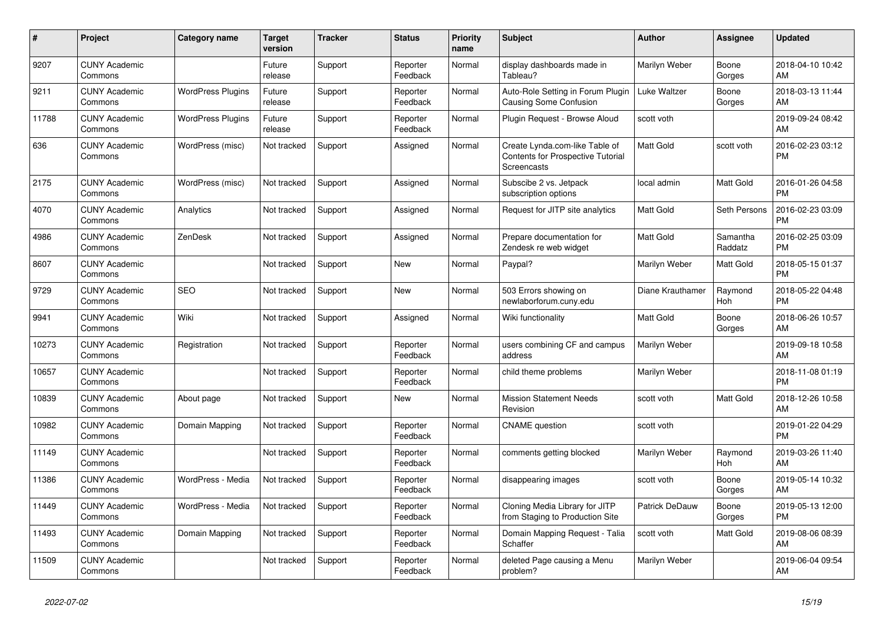| # | Project | Category name | Target version | Tracker | Status | Priority name | Subject | Author | Assignee | Updated |
|---|---|---|---|---|---|---|---|---|---|---|
| 9207 | CUNY Academic Commons | | Future release | Support | Reporter Feedback | Normal | display dashboards made in Tableau? | Marilyn Weber | Boone Gorges | 2018-04-10 10:42 AM |
| 9211 | CUNY Academic Commons | WordPress Plugins | Future release | Support | Reporter Feedback | Normal | Auto-Role Setting in Forum Plugin Causing Some Confusion | Luke Waltzer | Boone Gorges | 2018-03-13 11:44 AM |
| 11788 | CUNY Academic Commons | WordPress Plugins | Future release | Support | Reporter Feedback | Normal | Plugin Request - Browse Aloud | scott voth | | 2019-09-24 08:42 AM |
| 636 | CUNY Academic Commons | WordPress (misc) | Not tracked | Support | Assigned | Normal | Create Lynda.com-like Table of Contents for Prospective Tutorial Screencasts | Matt Gold | scott voth | 2016-02-23 03:12 PM |
| 2175 | CUNY Academic Commons | WordPress (misc) | Not tracked | Support | Assigned | Normal | Subscibe 2 vs. Jetpack subscription options | local admin | Matt Gold | 2016-01-26 04:58 PM |
| 4070 | CUNY Academic Commons | Analytics | Not tracked | Support | Assigned | Normal | Request for JITP site analytics | Matt Gold | Seth Persons | 2016-02-23 03:09 PM |
| 4986 | CUNY Academic Commons | ZenDesk | Not tracked | Support | Assigned | Normal | Prepare documentation for Zendesk re web widget | Matt Gold | Samantha Raddatz | 2016-02-25 03:09 PM |
| 8607 | CUNY Academic Commons | | Not tracked | Support | New | Normal | Paypal? | Marilyn Weber | Matt Gold | 2018-05-15 01:37 PM |
| 9729 | CUNY Academic Commons | SEO | Not tracked | Support | New | Normal | 503 Errors showing on newlaborforum.cuny.edu | Diane Krauthamer | Raymond Hoh | 2018-05-22 04:48 PM |
| 9941 | CUNY Academic Commons | Wiki | Not tracked | Support | Assigned | Normal | Wiki functionality | Matt Gold | Boone Gorges | 2018-06-26 10:57 AM |
| 10273 | CUNY Academic Commons | Registration | Not tracked | Support | Reporter Feedback | Normal | users combining CF and campus address | Marilyn Weber | | 2019-09-18 10:58 AM |
| 10657 | CUNY Academic Commons | | Not tracked | Support | Reporter Feedback | Normal | child theme problems | Marilyn Weber | | 2018-11-08 01:19 PM |
| 10839 | CUNY Academic Commons | About page | Not tracked | Support | New | Normal | Mission Statement Needs Revision | scott voth | Matt Gold | 2018-12-26 10:58 AM |
| 10982 | CUNY Academic Commons | Domain Mapping | Not tracked | Support | Reporter Feedback | Normal | CNAME question | scott voth | | 2019-01-22 04:29 PM |
| 11149 | CUNY Academic Commons | | Not tracked | Support | Reporter Feedback | Normal | comments getting blocked | Marilyn Weber | Raymond Hoh | 2019-03-26 11:40 AM |
| 11386 | CUNY Academic Commons | WordPress - Media | Not tracked | Support | Reporter Feedback | Normal | disappearing images | scott voth | Boone Gorges | 2019-05-14 10:32 AM |
| 11449 | CUNY Academic Commons | WordPress - Media | Not tracked | Support | Reporter Feedback | Normal | Cloning Media Library for JITP from Staging to Production Site | Patrick DeDauw | Boone Gorges | 2019-05-13 12:00 PM |
| 11493 | CUNY Academic Commons | Domain Mapping | Not tracked | Support | Reporter Feedback | Normal | Domain Mapping Request - Talia Schaffer | scott voth | Matt Gold | 2019-08-06 08:39 AM |
| 11509 | CUNY Academic Commons | | Not tracked | Support | Reporter Feedback | Normal | deleted Page causing a Menu problem? | Marilyn Weber | | 2019-06-04 09:54 AM |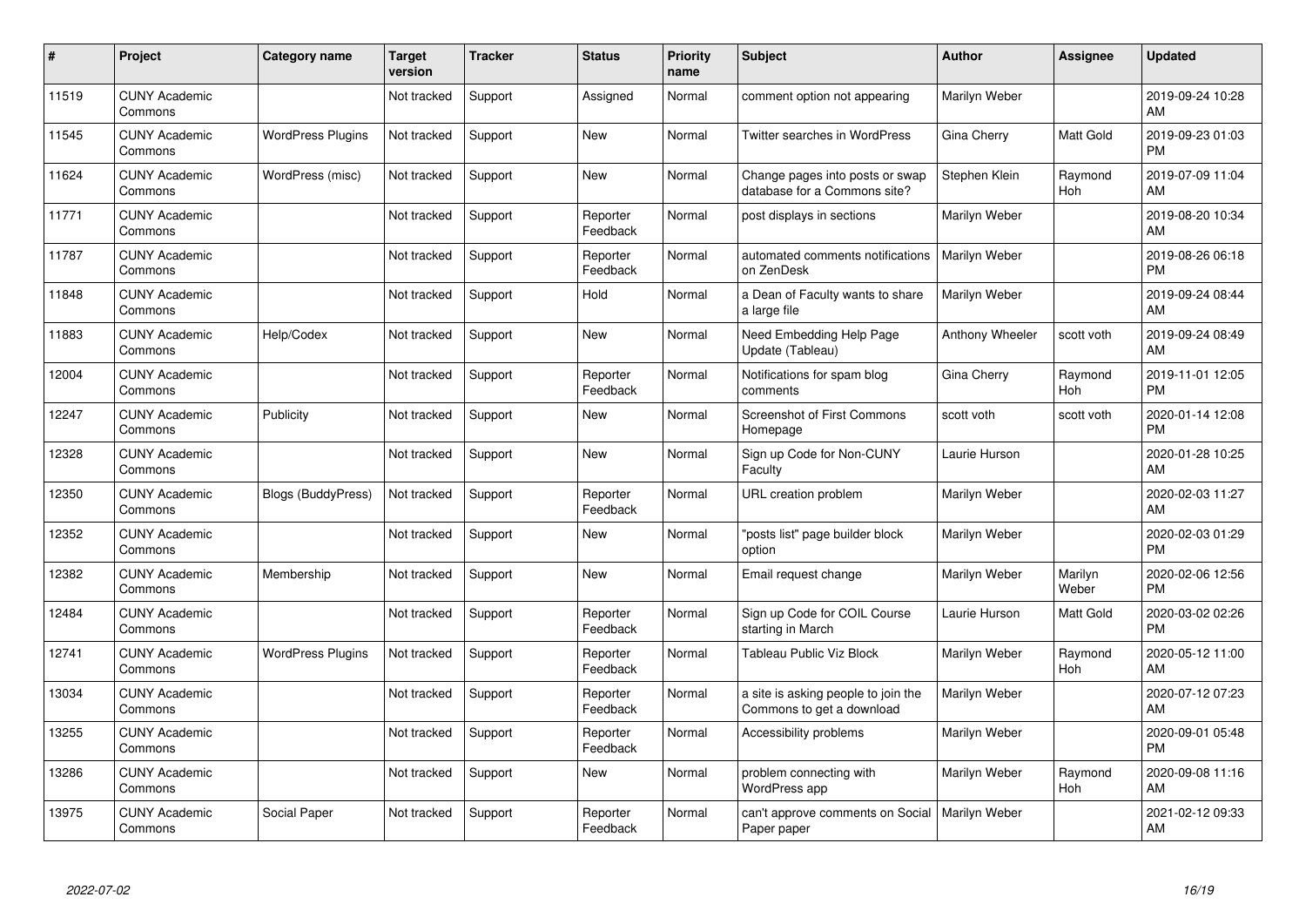| # | Project | Category name | Target version | Tracker | Status | Priority name | Subject | Author | Assignee | Updated |
|---|---|---|---|---|---|---|---|---|---|---|
| 11519 | CUNY Academic Commons | | Not tracked | Support | Assigned | Normal | comment option not appearing | Marilyn Weber | | 2019-09-24 10:28 AM |
| 11545 | CUNY Academic Commons | WordPress Plugins | Not tracked | Support | New | Normal | Twitter searches in WordPress | Gina Cherry | Matt Gold | 2019-09-23 01:03 PM |
| 11624 | CUNY Academic Commons | WordPress (misc) | Not tracked | Support | New | Normal | Change pages into posts or swap database for a Commons site? | Stephen Klein | Raymond Hoh | 2019-07-09 11:04 AM |
| 11771 | CUNY Academic Commons | | Not tracked | Support | Reporter Feedback | Normal | post displays in sections | Marilyn Weber | | 2019-08-20 10:34 AM |
| 11787 | CUNY Academic Commons | | Not tracked | Support | Reporter Feedback | Normal | automated comments notifications on ZenDesk | Marilyn Weber | | 2019-08-26 06:18 PM |
| 11848 | CUNY Academic Commons | | Not tracked | Support | Hold | Normal | a Dean of Faculty wants to share a large file | Marilyn Weber | | 2019-09-24 08:44 AM |
| 11883 | CUNY Academic Commons | Help/Codex | Not tracked | Support | New | Normal | Need Embedding Help Page Update (Tableau) | Anthony Wheeler | scott voth | 2019-09-24 08:49 AM |
| 12004 | CUNY Academic Commons | | Not tracked | Support | Reporter Feedback | Normal | Notifications for spam blog comments | Gina Cherry | Raymond Hoh | 2019-11-01 12:05 PM |
| 12247 | CUNY Academic Commons | Publicity | Not tracked | Support | New | Normal | Screenshot of First Commons Homepage | scott voth | scott voth | 2020-01-14 12:08 PM |
| 12328 | CUNY Academic Commons | | Not tracked | Support | New | Normal | Sign up Code for Non-CUNY Faculty | Laurie Hurson | | 2020-01-28 10:25 AM |
| 12350 | CUNY Academic Commons | Blogs (BuddyPress) | Not tracked | Support | Reporter Feedback | Normal | URL creation problem | Marilyn Weber | | 2020-02-03 11:27 AM |
| 12352 | CUNY Academic Commons | | Not tracked | Support | New | Normal | "posts list" page builder block option | Marilyn Weber | | 2020-02-03 01:29 PM |
| 12382 | CUNY Academic Commons | Membership | Not tracked | Support | New | Normal | Email request change | Marilyn Weber | Marilyn Weber | 2020-02-06 12:56 PM |
| 12484 | CUNY Academic Commons | | Not tracked | Support | Reporter Feedback | Normal | Sign up Code for COIL Course starting in March | Laurie Hurson | Matt Gold | 2020-03-02 02:26 PM |
| 12741 | CUNY Academic Commons | WordPress Plugins | Not tracked | Support | Reporter Feedback | Normal | Tableau Public Viz Block | Marilyn Weber | Raymond Hoh | 2020-05-12 11:00 AM |
| 13034 | CUNY Academic Commons | | Not tracked | Support | Reporter Feedback | Normal | a site is asking people to join the Commons to get a download | Marilyn Weber | | 2020-07-12 07:23 AM |
| 13255 | CUNY Academic Commons | | Not tracked | Support | Reporter Feedback | Normal | Accessibility problems | Marilyn Weber | | 2020-09-01 05:48 PM |
| 13286 | CUNY Academic Commons | | Not tracked | Support | New | Normal | problem connecting with WordPress app | Marilyn Weber | Raymond Hoh | 2020-09-08 11:16 AM |
| 13975 | CUNY Academic Commons | Social Paper | Not tracked | Support | Reporter Feedback | Normal | can't approve comments on Social Paper paper | Marilyn Weber | | 2021-02-12 09:33 AM |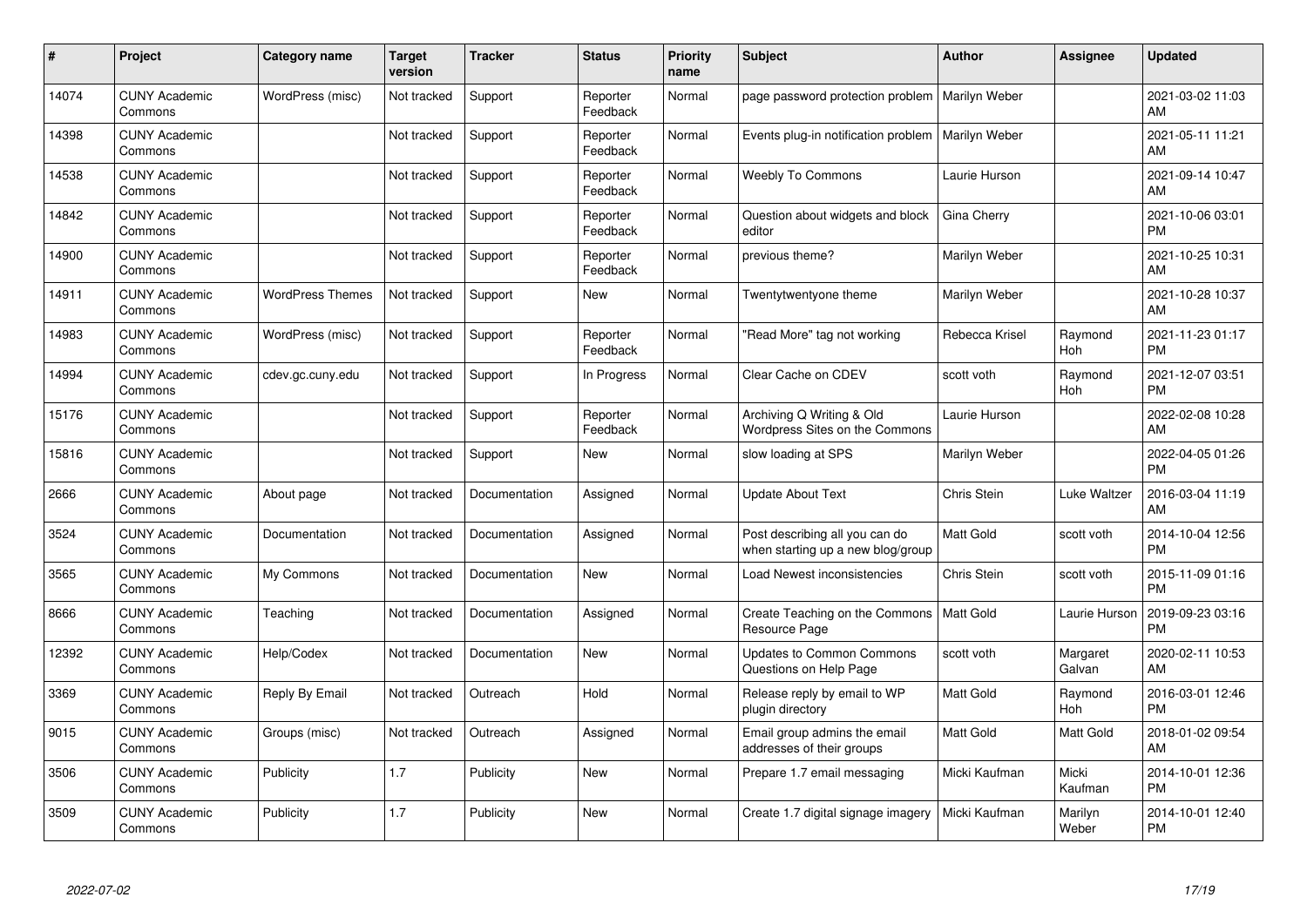| # | Project | Category name | Target version | Tracker | Status | Priority name | Subject | Author | Assignee | Updated |
|---|---|---|---|---|---|---|---|---|---|---|
| 14074 | CUNY Academic Commons | WordPress (misc) | Not tracked | Support | Reporter Feedback | Normal | page password protection problem | Marilyn Weber | | 2021-03-02 11:03 AM |
| 14398 | CUNY Academic Commons | | Not tracked | Support | Reporter Feedback | Normal | Events plug-in notification problem | Marilyn Weber | | 2021-05-11 11:21 AM |
| 14538 | CUNY Academic Commons | | Not tracked | Support | Reporter Feedback | Normal | Weebly To Commons | Laurie Hurson | | 2021-09-14 10:47 AM |
| 14842 | CUNY Academic Commons | | Not tracked | Support | Reporter Feedback | Normal | Question about widgets and block editor | Gina Cherry | | 2021-10-06 03:01 PM |
| 14900 | CUNY Academic Commons | | Not tracked | Support | Reporter Feedback | Normal | previous theme? | Marilyn Weber | | 2021-10-25 10:31 AM |
| 14911 | CUNY Academic Commons | WordPress Themes | Not tracked | Support | New | Normal | Twentytwentyone theme | Marilyn Weber | | 2021-10-28 10:37 AM |
| 14983 | CUNY Academic Commons | WordPress (misc) | Not tracked | Support | Reporter Feedback | Normal | "Read More" tag not working | Rebecca Krisel | Raymond Hoh | 2021-11-23 01:17 PM |
| 14994 | CUNY Academic Commons | cdev.gc.cuny.edu | Not tracked | Support | In Progress | Normal | Clear Cache on CDEV | scott voth | Raymond Hoh | 2021-12-07 03:51 PM |
| 15176 | CUNY Academic Commons | | Not tracked | Support | Reporter Feedback | Normal | Archiving Q Writing & Old Wordpress Sites on the Commons | Laurie Hurson | | 2022-02-08 10:28 AM |
| 15816 | CUNY Academic Commons | | Not tracked | Support | New | Normal | slow loading at SPS | Marilyn Weber | | 2022-04-05 01:26 PM |
| 2666 | CUNY Academic Commons | About page | Not tracked | Documentation | Assigned | Normal | Update About Text | Chris Stein | Luke Waltzer | 2016-03-04 11:19 AM |
| 3524 | CUNY Academic Commons | Documentation | Not tracked | Documentation | Assigned | Normal | Post describing all you can do when starting up a new blog/group | Matt Gold | scott voth | 2014-10-04 12:56 PM |
| 3565 | CUNY Academic Commons | My Commons | Not tracked | Documentation | New | Normal | Load Newest inconsistencies | Chris Stein | scott voth | 2015-11-09 01:16 PM |
| 8666 | CUNY Academic Commons | Teaching | Not tracked | Documentation | Assigned | Normal | Create Teaching on the Commons Resource Page | Matt Gold | Laurie Hurson | 2019-09-23 03:16 PM |
| 12392 | CUNY Academic Commons | Help/Codex | Not tracked | Documentation | New | Normal | Updates to Common Commons Questions on Help Page | scott voth | Margaret Galvan | 2020-02-11 10:53 AM |
| 3369 | CUNY Academic Commons | Reply By Email | Not tracked | Outreach | Hold | Normal | Release reply by email to WP plugin directory | Matt Gold | Raymond Hoh | 2016-03-01 12:46 PM |
| 9015 | CUNY Academic Commons | Groups (misc) | Not tracked | Outreach | Assigned | Normal | Email group admins the email addresses of their groups | Matt Gold | Matt Gold | 2018-01-02 09:54 AM |
| 3506 | CUNY Academic Commons | Publicity | 1.7 | Publicity | New | Normal | Prepare 1.7 email messaging | Micki Kaufman | Micki Kaufman | 2014-10-01 12:36 PM |
| 3509 | CUNY Academic Commons | Publicity | 1.7 | Publicity | New | Normal | Create 1.7 digital signage imagery | Micki Kaufman | Marilyn Weber | 2014-10-01 12:40 PM |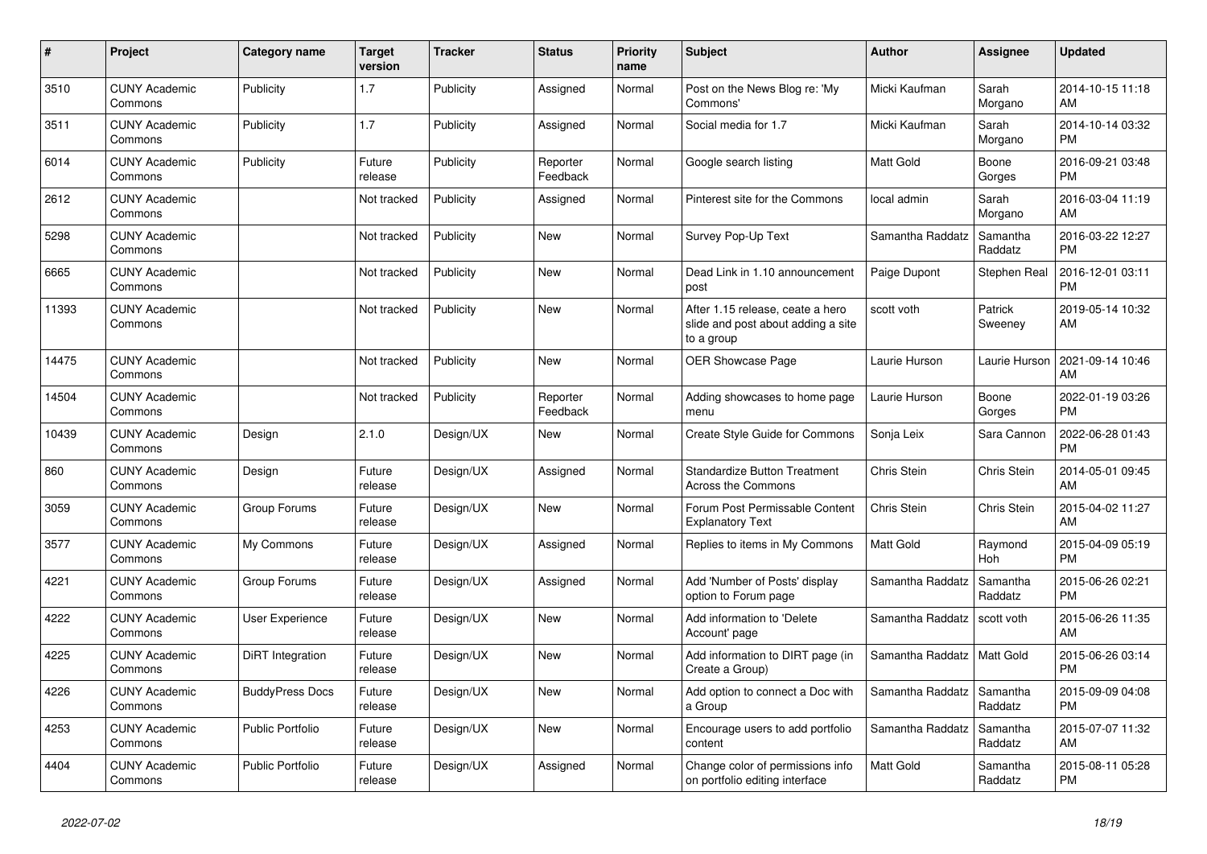| # | Project | Category name | Target version | Tracker | Status | Priority name | Subject | Author | Assignee | Updated |
|---|---|---|---|---|---|---|---|---|---|---|
| 3510 | CUNY Academic Commons | Publicity | 1.7 | Publicity | Assigned | Normal | Post on the News Blog re: 'My Commons' | Micki Kaufman | Sarah Morgano | 2014-10-15 11:18 AM |
| 3511 | CUNY Academic Commons | Publicity | 1.7 | Publicity | Assigned | Normal | Social media for 1.7 | Micki Kaufman | Sarah Morgano | 2014-10-14 03:32 PM |
| 6014 | CUNY Academic Commons | Publicity | Future release | Publicity | Reporter Feedback | Normal | Google search listing | Matt Gold | Boone Gorges | 2016-09-21 03:48 PM |
| 2612 | CUNY Academic Commons | | Not tracked | Publicity | Assigned | Normal | Pinterest site for the Commons | local admin | Sarah Morgano | 2016-03-04 11:19 AM |
| 5298 | CUNY Academic Commons | | Not tracked | Publicity | New | Normal | Survey Pop-Up Text | Samantha Raddatz | Samantha Raddatz | 2016-03-22 12:27 PM |
| 6665 | CUNY Academic Commons | | Not tracked | Publicity | New | Normal | Dead Link in 1.10 announcement post | Paige Dupont | Stephen Real | 2016-12-01 03:11 PM |
| 11393 | CUNY Academic Commons | | Not tracked | Publicity | New | Normal | After 1.15 release, ceate a hero slide and post about adding a site to a group | scott voth | Patrick Sweeney | 2019-05-14 10:32 AM |
| 14475 | CUNY Academic Commons | | Not tracked | Publicity | New | Normal | OER Showcase Page | Laurie Hurson | Laurie Hurson | 2021-09-14 10:46 AM |
| 14504 | CUNY Academic Commons | | Not tracked | Publicity | Reporter Feedback | Normal | Adding showcases to home page menu | Laurie Hurson | Boone Gorges | 2022-01-19 03:26 PM |
| 10439 | CUNY Academic Commons | Design | 2.1.0 | Design/UX | New | Normal | Create Style Guide for Commons | Sonja Leix | Sara Cannon | 2022-06-28 01:43 PM |
| 860 | CUNY Academic Commons | Design | Future release | Design/UX | Assigned | Normal | Standardize Button Treatment Across the Commons | Chris Stein | Chris Stein | 2014-05-01 09:45 AM |
| 3059 | CUNY Academic Commons | Group Forums | Future release | Design/UX | New | Normal | Forum Post Permissable Content Explanatory Text | Chris Stein | Chris Stein | 2015-04-02 11:27 AM |
| 3577 | CUNY Academic Commons | My Commons | Future release | Design/UX | Assigned | Normal | Replies to items in My Commons | Matt Gold | Raymond Hoh | 2015-04-09 05:19 PM |
| 4221 | CUNY Academic Commons | Group Forums | Future release | Design/UX | Assigned | Normal | Add 'Number of Posts' display option to Forum page | Samantha Raddatz | Samantha Raddatz | 2015-06-26 02:21 PM |
| 4222 | CUNY Academic Commons | User Experience | Future release | Design/UX | New | Normal | Add information to 'Delete Account' page | Samantha Raddatz | scott voth | 2015-06-26 11:35 AM |
| 4225 | CUNY Academic Commons | DiRT Integration | Future release | Design/UX | New | Normal | Add information to DIRT page (in Create a Group) | Samantha Raddatz | Matt Gold | 2015-06-26 03:14 PM |
| 4226 | CUNY Academic Commons | BuddyPress Docs | Future release | Design/UX | New | Normal | Add option to connect a Doc with a Group | Samantha Raddatz | Samantha Raddatz | 2015-09-09 04:08 PM |
| 4253 | CUNY Academic Commons | Public Portfolio | Future release | Design/UX | New | Normal | Encourage users to add portfolio content | Samantha Raddatz | Samantha Raddatz | 2015-07-07 11:32 AM |
| 4404 | CUNY Academic Commons | Public Portfolio | Future release | Design/UX | Assigned | Normal | Change color of permissions info on portfolio editing interface | Matt Gold | Samantha Raddatz | 2015-08-11 05:28 PM |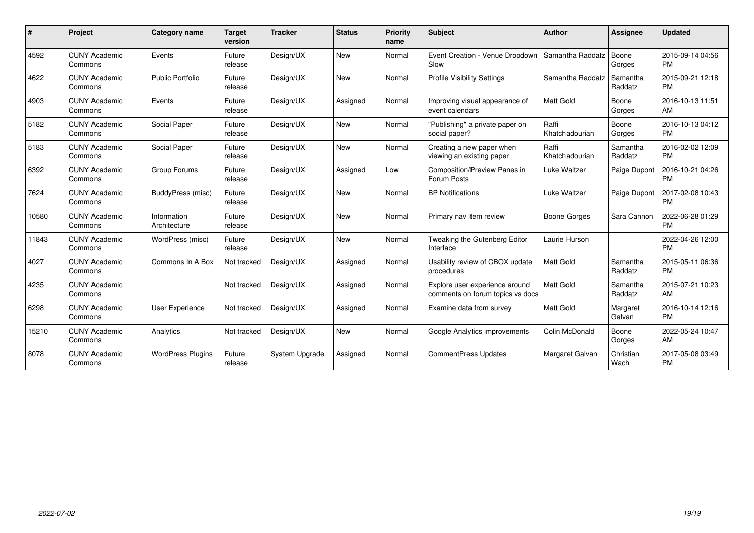| # | Project | Category name | Target version | Tracker | Status | Priority name | Subject | Author | Assignee | Updated |
|---|---|---|---|---|---|---|---|---|---|---|
| 4592 | CUNY Academic Commons | Events | Future release | Design/UX | New | Normal | Event Creation - Venue Dropdown Slow | Samantha Raddatz | Boone Gorges | 2015-09-14 04:56 PM |
| 4622 | CUNY Academic Commons | Public Portfolio | Future release | Design/UX | New | Normal | Profile Visibility Settings | Samantha Raddatz | Samantha Raddatz | 2015-09-21 12:18 PM |
| 4903 | CUNY Academic Commons | Events | Future release | Design/UX | Assigned | Normal | Improving visual appearance of event calendars | Matt Gold | Boone Gorges | 2016-10-13 11:51 AM |
| 5182 | CUNY Academic Commons | Social Paper | Future release | Design/UX | New | Normal | "Publishing" a private paper on social paper? | Raffi Khatchadourian | Boone Gorges | 2016-10-13 04:12 PM |
| 5183 | CUNY Academic Commons | Social Paper | Future release | Design/UX | New | Normal | Creating a new paper when viewing an existing paper | Raffi Khatchadourian | Samantha Raddatz | 2016-02-02 12:09 PM |
| 6392 | CUNY Academic Commons | Group Forums | Future release | Design/UX | Assigned | Low | Composition/Preview Panes in Forum Posts | Luke Waltzer | Paige Dupont | 2016-10-21 04:26 PM |
| 7624 | CUNY Academic Commons | BuddyPress (misc) | Future release | Design/UX | New | Normal | BP Notifications | Luke Waltzer | Paige Dupont | 2017-02-08 10:43 PM |
| 10580 | CUNY Academic Commons | Information Architecture | Future release | Design/UX | New | Normal | Primary nav item review | Boone Gorges | Sara Cannon | 2022-06-28 01:29 PM |
| 11843 | CUNY Academic Commons | WordPress (misc) | Future release | Design/UX | New | Normal | Tweaking the Gutenberg Editor Interface | Laurie Hurson | | 2022-04-26 12:00 PM |
| 4027 | CUNY Academic Commons | Commons In A Box | Not tracked | Design/UX | Assigned | Normal | Usability review of CBOX update procedures | Matt Gold | Samantha Raddatz | 2015-05-11 06:36 PM |
| 4235 | CUNY Academic Commons | | Not tracked | Design/UX | Assigned | Normal | Explore user experience around comments on forum topics vs docs | Matt Gold | Samantha Raddatz | 2015-07-21 10:23 AM |
| 6298 | CUNY Academic Commons | User Experience | Not tracked | Design/UX | Assigned | Normal | Examine data from survey | Matt Gold | Margaret Galvan | 2016-10-14 12:16 PM |
| 15210 | CUNY Academic Commons | Analytics | Not tracked | Design/UX | New | Normal | Google Analytics improvements | Colin McDonald | Boone Gorges | 2022-05-24 10:47 AM |
| 8078 | CUNY Academic Commons | WordPress Plugins | Future release | System Upgrade | Assigned | Normal | CommentPress Updates | Margaret Galvan | Christian Wach | 2017-05-08 03:49 PM |